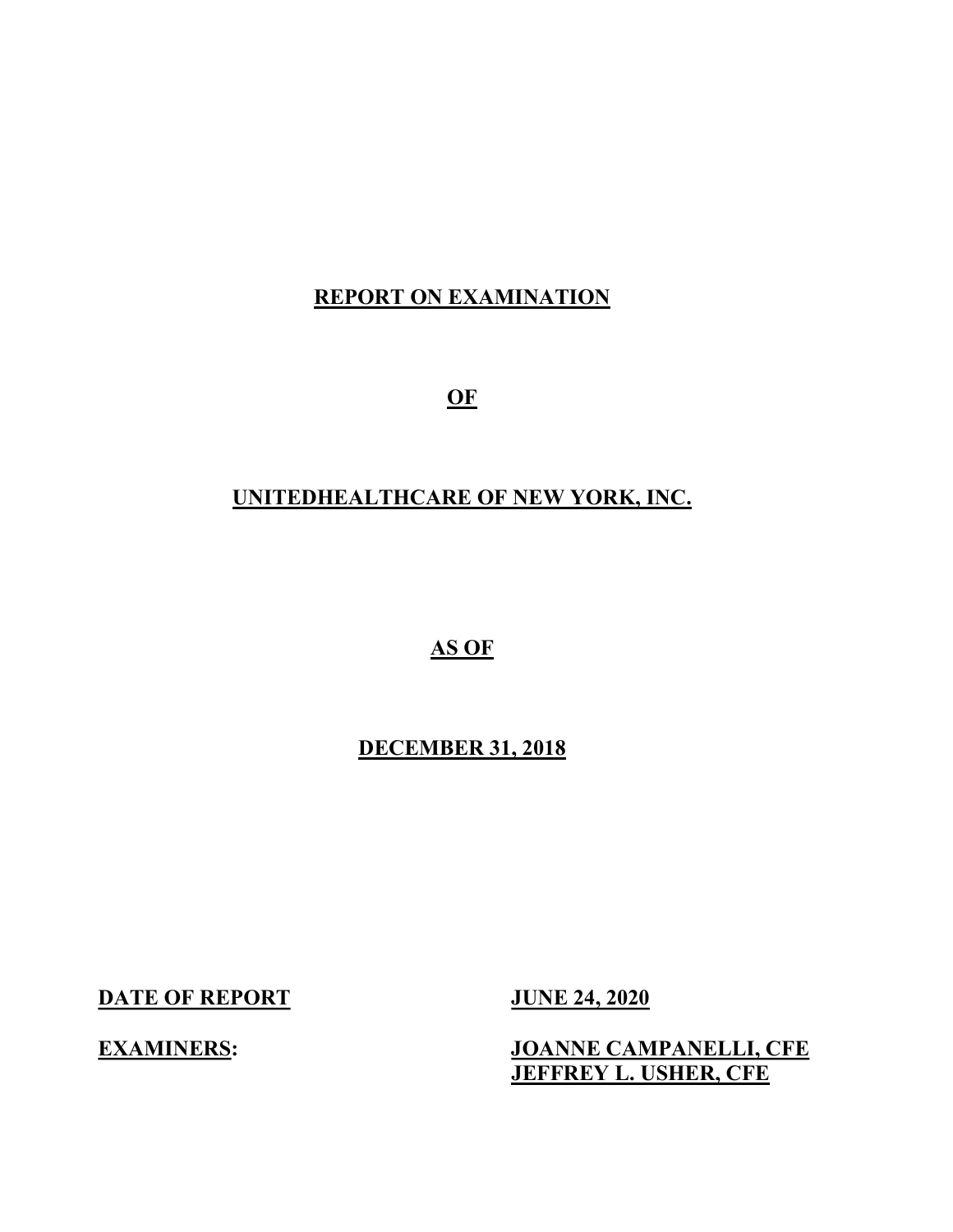# REPORT ON EXAMINATION

# OF

# UNITEDHEALTHCARE OF NEW YORK, INC.

# AS OF

# DECEMBER 31, 2018

| | |
|---|---|
| **DATE OF REPORT** | **JUNE 24, 2020** |
| **EXAMINERS:** | **JOANNE CAMPANELLI, CFE** |
| | **JEFFREY L. USHER, CFE** |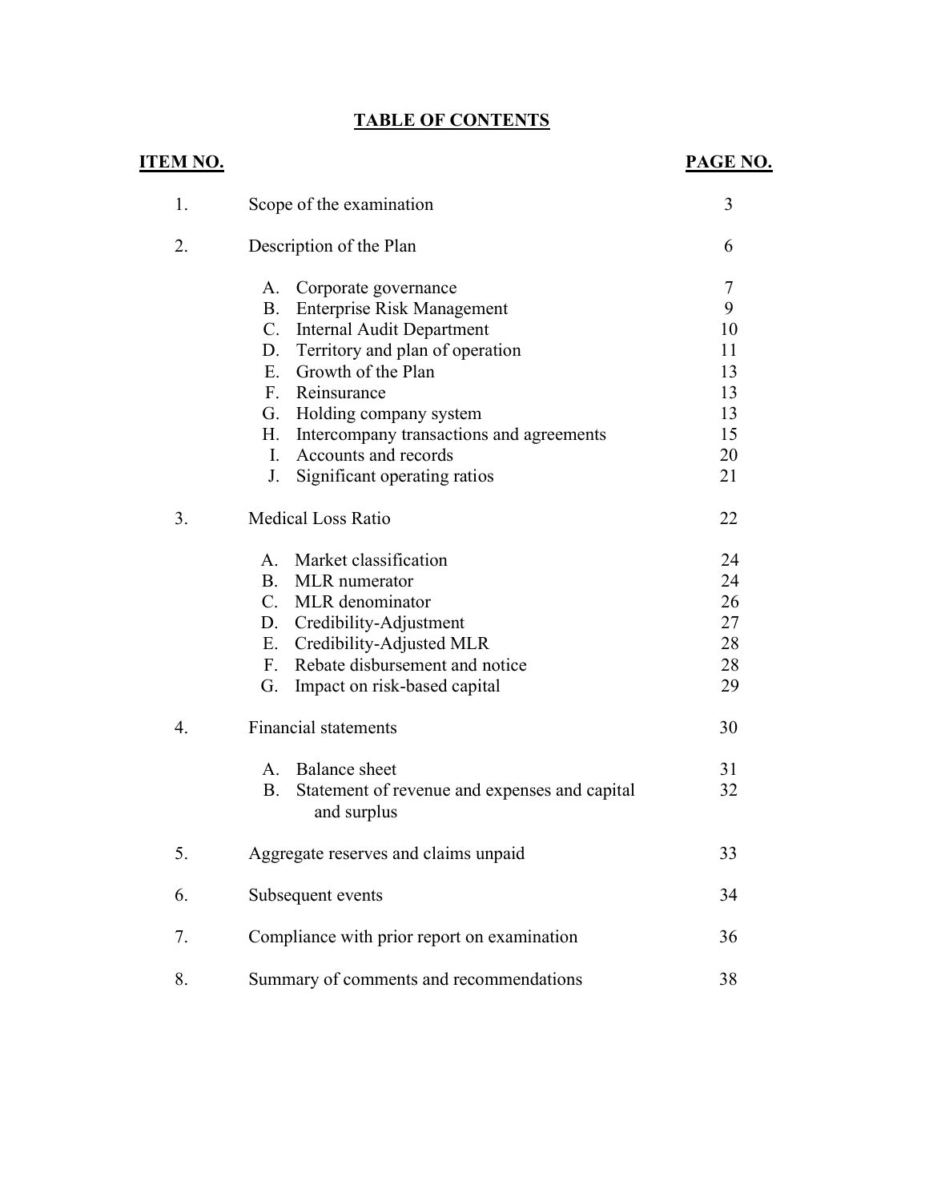# TABLE OF CONTENTS

| ITEM NO. | | PAGE NO. |
|---|---|---|
| 1. | Scope of the examination | 3 |
| 2. | Description of the Plan | 6 |
| | A. Corporate governance | 7 |
| | B. Enterprise Risk Management | 9 |
| | C. Internal Audit Department | 10 |
| | D. Territory and plan of operation | 11 |
| | E. Growth of the Plan | 13 |
| | F. Reinsurance | 13 |
| | G. Holding company system | 13 |
| | H. Intercompany transactions and agreements | 15 |
| | I. Accounts and records | 20 |
| | J. Significant operating ratios | 21 |
| 3. | Medical Loss Ratio | 22 |
| | A. Market classification | 24 |
| | B. MLR numerator | 24 |
| | C. MLR denominator | 26 |
| | D. Credibility-Adjustment | 27 |
| | E. Credibility-Adjusted MLR | 28 |
| | F. Rebate disbursement and notice | 28 |
| | G. Impact on risk-based capital | 29 |
| 4. | Financial statements | 30 |
| | A. Balance sheet | 31 |
| | B. Statement of revenue and expenses and capital and surplus | 32 |
| 5. | Aggregate reserves and claims unpaid | 33 |
| 6. | Subsequent events | 34 |
| 7. | Compliance with prior report on examination | 36 |
| 8. | Summary of comments and recommendations | 38 |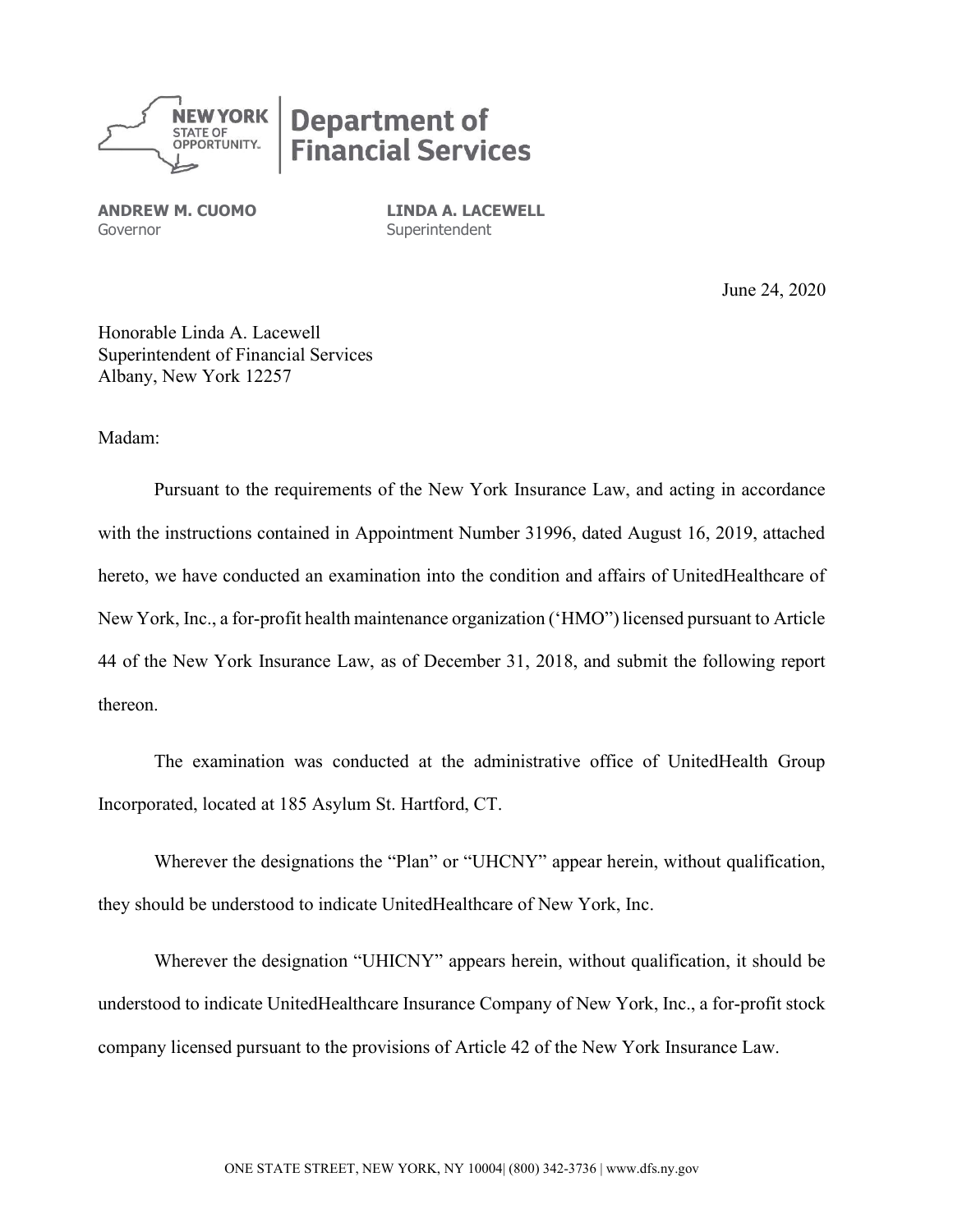**NEW YORK STATE OF OPPORTUNITY.** | **Department of Financial Services**

**ANDREW M. CUOMO**
Governor

**LINDA A. LACEWELL**
Superintendent

June 24, 2020

Honorable Linda A. Lacewell
Superintendent of Financial Services
Albany, New York 12257

Madam:

Pursuant to the requirements of the New York Insurance Law, and acting in accordance with the instructions contained in Appointment Number 31996, dated August 16, 2019, attached hereto, we have conducted an examination into the condition and affairs of UnitedHealthcare of New York, Inc., a for-profit health maintenance organization ('HMO") licensed pursuant to Article 44 of the New York Insurance Law, as of December 31, 2018, and submit the following report thereon.

The examination was conducted at the administrative office of UnitedHealth Group Incorporated, located at 185 Asylum St. Hartford, CT.

Wherever the designations the "Plan" or "UHCNY" appear herein, without qualification, they should be understood to indicate UnitedHealthcare of New York, Inc.

Wherever the designation "UHICNY" appears herein, without qualification, it should be understood to indicate UnitedHealthcare Insurance Company of New York, Inc., a for-profit stock company licensed pursuant to the provisions of Article 42 of the New York Insurance Law.

ONE STATE STREET, NEW YORK, NY 10004| (800) 342-3736 | www.dfs.ny.gov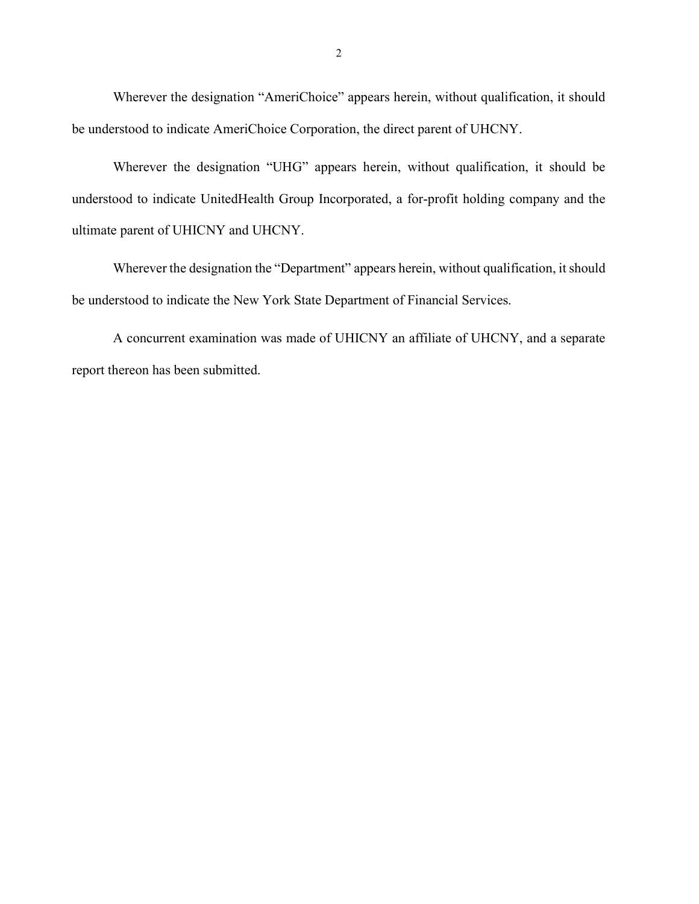Wherever the designation “AmeriChoice” appears herein, without qualification, it should be understood to indicate AmeriChoice Corporation, the direct parent of UHCNY.

Wherever the designation “UHG” appears herein, without qualification, it should be understood to indicate UnitedHealth Group Incorporated, a for-profit holding company and the ultimate parent of UHICNY and UHCNY.

Wherever the designation the “Department” appears herein, without qualification, it should be understood to indicate the New York State Department of Financial Services.

A concurrent examination was made of UHICNY an affiliate of UHCNY, and a separate report thereon has been submitted.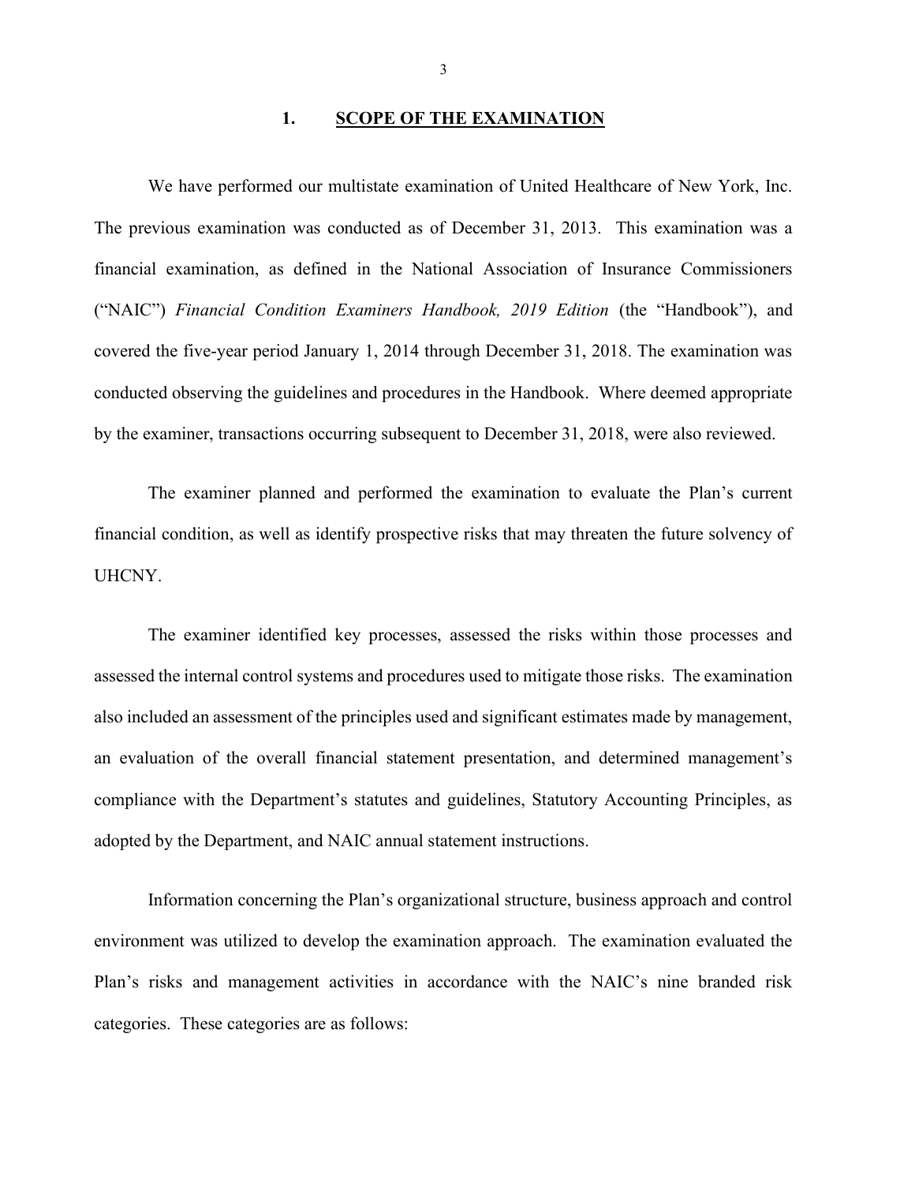## 1. SCOPE OF THE EXAMINATION

We have performed our multistate examination of United Healthcare of New York, Inc. The previous examination was conducted as of December 31, 2013. This examination was a financial examination, as defined in the National Association of Insurance Commissioners ("NAIC") *Financial Condition Examiners Handbook, 2019 Edition* (the "Handbook"), and covered the five-year period January 1, 2014 through December 31, 2018. The examination was conducted observing the guidelines and procedures in the Handbook. Where deemed appropriate by the examiner, transactions occurring subsequent to December 31, 2018, were also reviewed.

The examiner planned and performed the examination to evaluate the Plan's current financial condition, as well as identify prospective risks that may threaten the future solvency of UHCNY.

The examiner identified key processes, assessed the risks within those processes and assessed the internal control systems and procedures used to mitigate those risks. The examination also included an assessment of the principles used and significant estimates made by management, an evaluation of the overall financial statement presentation, and determined management's compliance with the Department's statutes and guidelines, Statutory Accounting Principles, as adopted by the Department, and NAIC annual statement instructions.

Information concerning the Plan's organizational structure, business approach and control environment was utilized to develop the examination approach. The examination evaluated the Plan's risks and management activities in accordance with the NAIC's nine branded risk categories. These categories are as follows: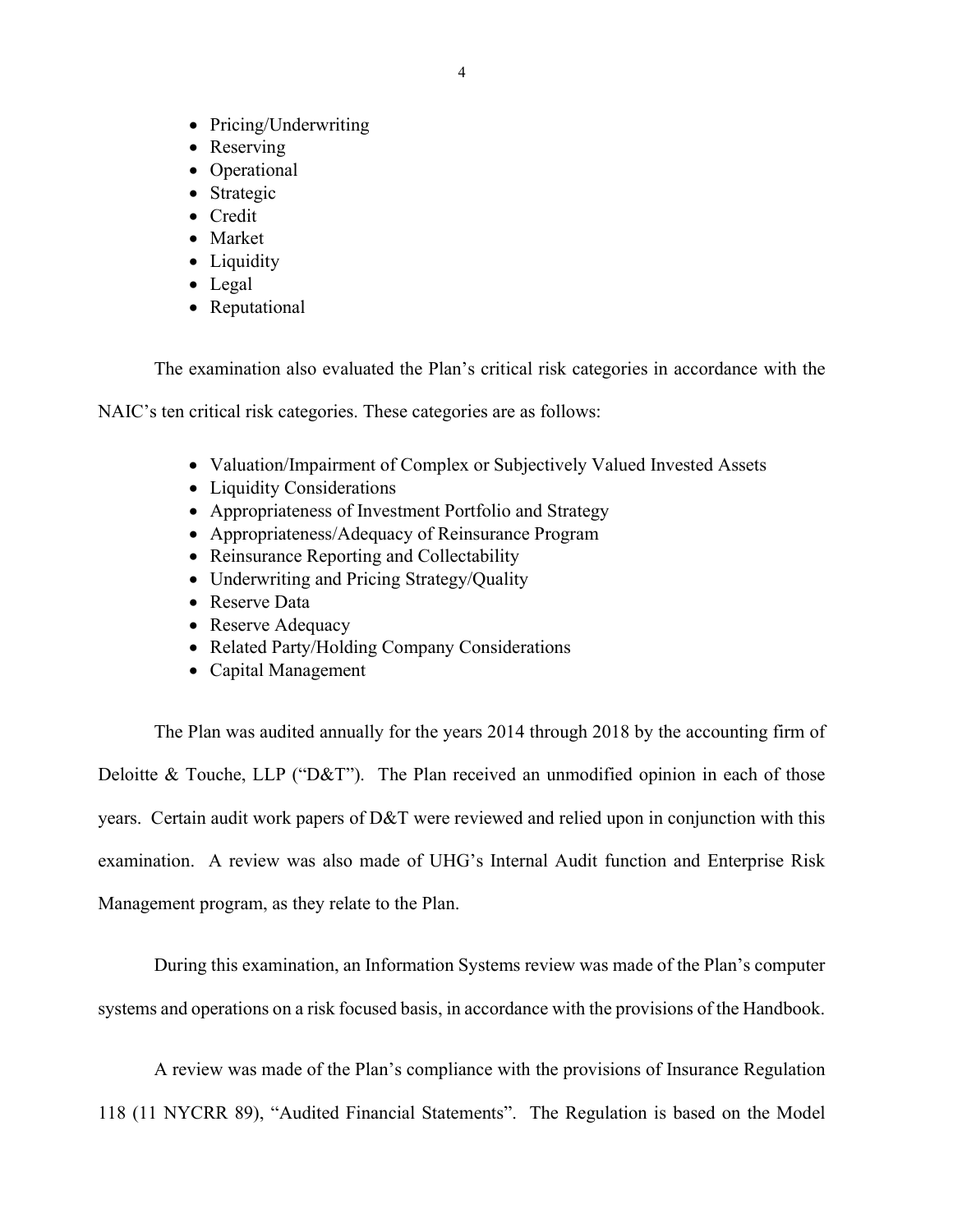- Pricing/Underwriting
- Reserving
- Operational
- Strategic
- Credit
- Market
- Liquidity
- Legal
- Reputational

The examination also evaluated the Plan's critical risk categories in accordance with the NAIC's ten critical risk categories. These categories are as follows:

- Valuation/Impairment of Complex or Subjectively Valued Invested Assets
- Liquidity Considerations
- Appropriateness of Investment Portfolio and Strategy
- Appropriateness/Adequacy of Reinsurance Program
- Reinsurance Reporting and Collectability
- Underwriting and Pricing Strategy/Quality
- Reserve Data
- Reserve Adequacy
- Related Party/Holding Company Considerations
- Capital Management

The Plan was audited annually for the years 2014 through 2018 by the accounting firm of Deloitte & Touche, LLP ("D&T"). The Plan received an unmodified opinion in each of those years. Certain audit work papers of D&T were reviewed and relied upon in conjunction with this examination. A review was also made of UHG's Internal Audit function and Enterprise Risk Management program, as they relate to the Plan.

During this examination, an Information Systems review was made of the Plan's computer systems and operations on a risk focused basis, in accordance with the provisions of the Handbook.

A review was made of the Plan's compliance with the provisions of Insurance Regulation 118 (11 NYCRR 89), "Audited Financial Statements". The Regulation is based on the Model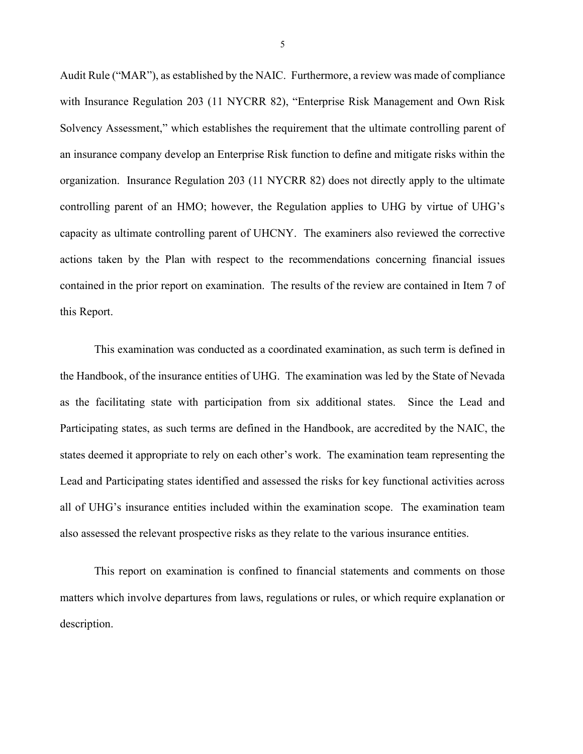Audit Rule ("MAR"), as established by the NAIC. Furthermore, a review was made of compliance with Insurance Regulation 203 (11 NYCRR 82), "Enterprise Risk Management and Own Risk Solvency Assessment," which establishes the requirement that the ultimate controlling parent of an insurance company develop an Enterprise Risk function to define and mitigate risks within the organization. Insurance Regulation 203 (11 NYCRR 82) does not directly apply to the ultimate controlling parent of an HMO; however, the Regulation applies to UHG by virtue of UHG's capacity as ultimate controlling parent of UHCNY. The examiners also reviewed the corrective actions taken by the Plan with respect to the recommendations concerning financial issues contained in the prior report on examination. The results of the review are contained in Item 7 of this Report.

This examination was conducted as a coordinated examination, as such term is defined in the Handbook, of the insurance entities of UHG. The examination was led by the State of Nevada as the facilitating state with participation from six additional states. Since the Lead and Participating states, as such terms are defined in the Handbook, are accredited by the NAIC, the states deemed it appropriate to rely on each other's work. The examination team representing the Lead and Participating states identified and assessed the risks for key functional activities across all of UHG's insurance entities included within the examination scope. The examination team also assessed the relevant prospective risks as they relate to the various insurance entities.

This report on examination is confined to financial statements and comments on those matters which involve departures from laws, regulations or rules, or which require explanation or description.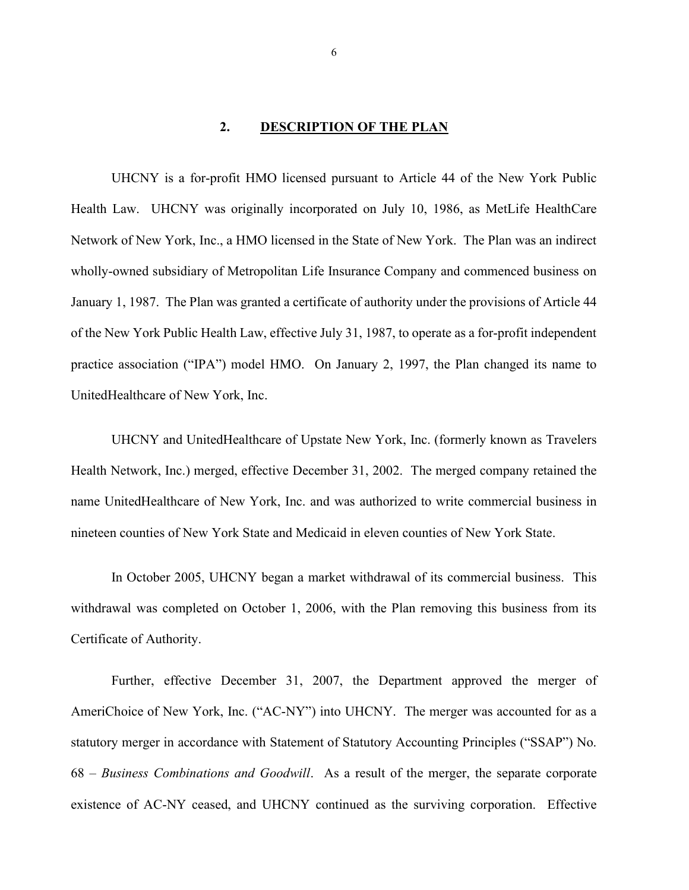## 2. DESCRIPTION OF THE PLAN

UHCNY is a for-profit HMO licensed pursuant to Article 44 of the New York Public Health Law. UHCNY was originally incorporated on July 10, 1986, as MetLife HealthCare Network of New York, Inc., a HMO licensed in the State of New York. The Plan was an indirect wholly-owned subsidiary of Metropolitan Life Insurance Company and commenced business on January 1, 1987. The Plan was granted a certificate of authority under the provisions of Article 44 of the New York Public Health Law, effective July 31, 1987, to operate as a for-profit independent practice association ("IPA") model HMO. On January 2, 1997, the Plan changed its name to UnitedHealthcare of New York, Inc.

UHCNY and UnitedHealthcare of Upstate New York, Inc. (formerly known as Travelers Health Network, Inc.) merged, effective December 31, 2002. The merged company retained the name UnitedHealthcare of New York, Inc. and was authorized to write commercial business in nineteen counties of New York State and Medicaid in eleven counties of New York State.

In October 2005, UHCNY began a market withdrawal of its commercial business. This withdrawal was completed on October 1, 2006, with the Plan removing this business from its Certificate of Authority.

Further, effective December 31, 2007, the Department approved the merger of AmeriChoice of New York, Inc. ("AC-NY") into UHCNY. The merger was accounted for as a statutory merger in accordance with Statement of Statutory Accounting Principles ("SSAP") No. 68 – *Business Combinations and Goodwill*. As a result of the merger, the separate corporate existence of AC-NY ceased, and UHCNY continued as the surviving corporation. Effective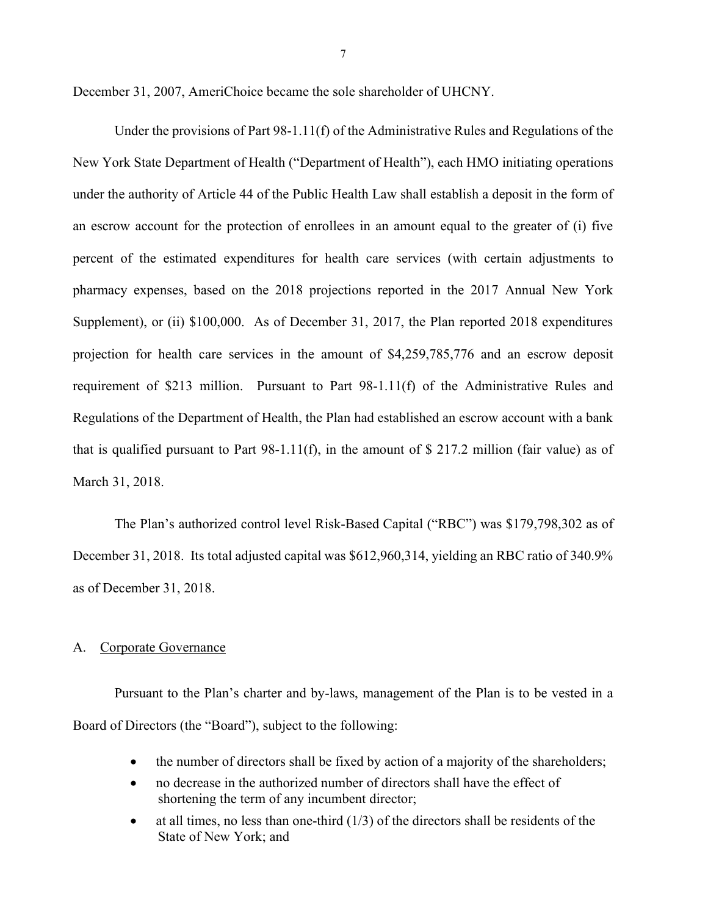December 31, 2007, AmeriChoice became the sole shareholder of UHCNY.

Under the provisions of Part 98-1.11(f) of the Administrative Rules and Regulations of the New York State Department of Health ("Department of Health"), each HMO initiating operations under the authority of Article 44 of the Public Health Law shall establish a deposit in the form of an escrow account for the protection of enrollees in an amount equal to the greater of (i) five percent of the estimated expenditures for health care services (with certain adjustments to pharmacy expenses, based on the 2018 projections reported in the 2017 Annual New York Supplement), or (ii) $100,000. As of December 31, 2017, the Plan reported 2018 expenditures projection for health care services in the amount of $4,259,785,776 and an escrow deposit requirement of $213 million. Pursuant to Part 98-1.11(f) of the Administrative Rules and Regulations of the Department of Health, the Plan had established an escrow account with a bank that is qualified pursuant to Part 98-1.11(f), in the amount of $ 217.2 million (fair value) as of March 31, 2018.

The Plan's authorized control level Risk-Based Capital ("RBC") was $179,798,302 as of December 31, 2018. Its total adjusted capital was $612,960,314, yielding an RBC ratio of 340.9% as of December 31, 2018.

## A. Corporate Governance

Pursuant to the Plan's charter and by-laws, management of the Plan is to be vested in a Board of Directors (the "Board"), subject to the following:

- the number of directors shall be fixed by action of a majority of the shareholders;
- no decrease in the authorized number of directors shall have the effect of shortening the term of any incumbent director;
- at all times, no less than one-third (1/3) of the directors shall be residents of the State of New York; and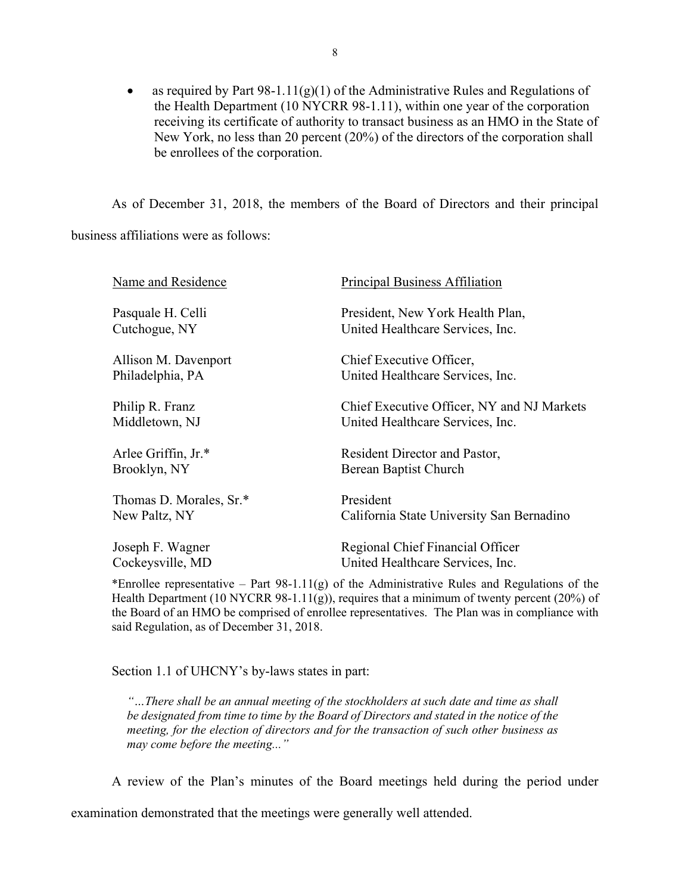- as required by Part 98-1.11(g)(1) of the Administrative Rules and Regulations of the Health Department (10 NYCRR 98-1.11), within one year of the corporation receiving its certificate of authority to transact business as an HMO in the State of New York, no less than 20 percent (20%) of the directors of the corporation shall be enrollees of the corporation.

As of December 31, 2018, the members of the Board of Directors and their principal business affiliations were as follows:

| Name and Residence | Principal Business Affiliation |
|---|---|
| Pasquale H. Celli<br>Cutchogue, NY | President, New York Health Plan,<br>United Healthcare Services, Inc. |
| Allison M. Davenport<br>Philadelphia, PA | Chief Executive Officer,<br>United Healthcare Services, Inc. |
| Philip R. Franz<br>Middletown, NJ | Chief Executive Officer, NY and NJ Markets<br>United Healthcare Services, Inc. |
| Arlee Griffin, Jr.*<br>Brooklyn, NY | Resident Director and Pastor,<br>Berean Baptist Church |
| Thomas D. Morales, Sr.*<br>New Paltz, NY | President<br>California State University San Bernadino |
| Joseph F. Wagner<br>Cockeysville, MD | Regional Chief Financial Officer<br>United Healthcare Services, Inc. |

*Enrollee representative – Part 98-1.11(g) of the Administrative Rules and Regulations of the Health Department (10 NYCRR 98-1.11(g)), requires that a minimum of twenty percent (20%) of the Board of an HMO be comprised of enrollee representatives. The Plan was in compliance with said Regulation, as of December 31, 2018.

Section 1.1 of UHCNY's by-laws states in part:

> *"…There shall be an annual meeting of the stockholders at such date and time as shall be designated from time to time by the Board of Directors and stated in the notice of the meeting, for the election of directors and for the transaction of such other business as may come before the meeting..."*

A review of the Plan's minutes of the Board meetings held during the period under examination demonstrated that the meetings were generally well attended.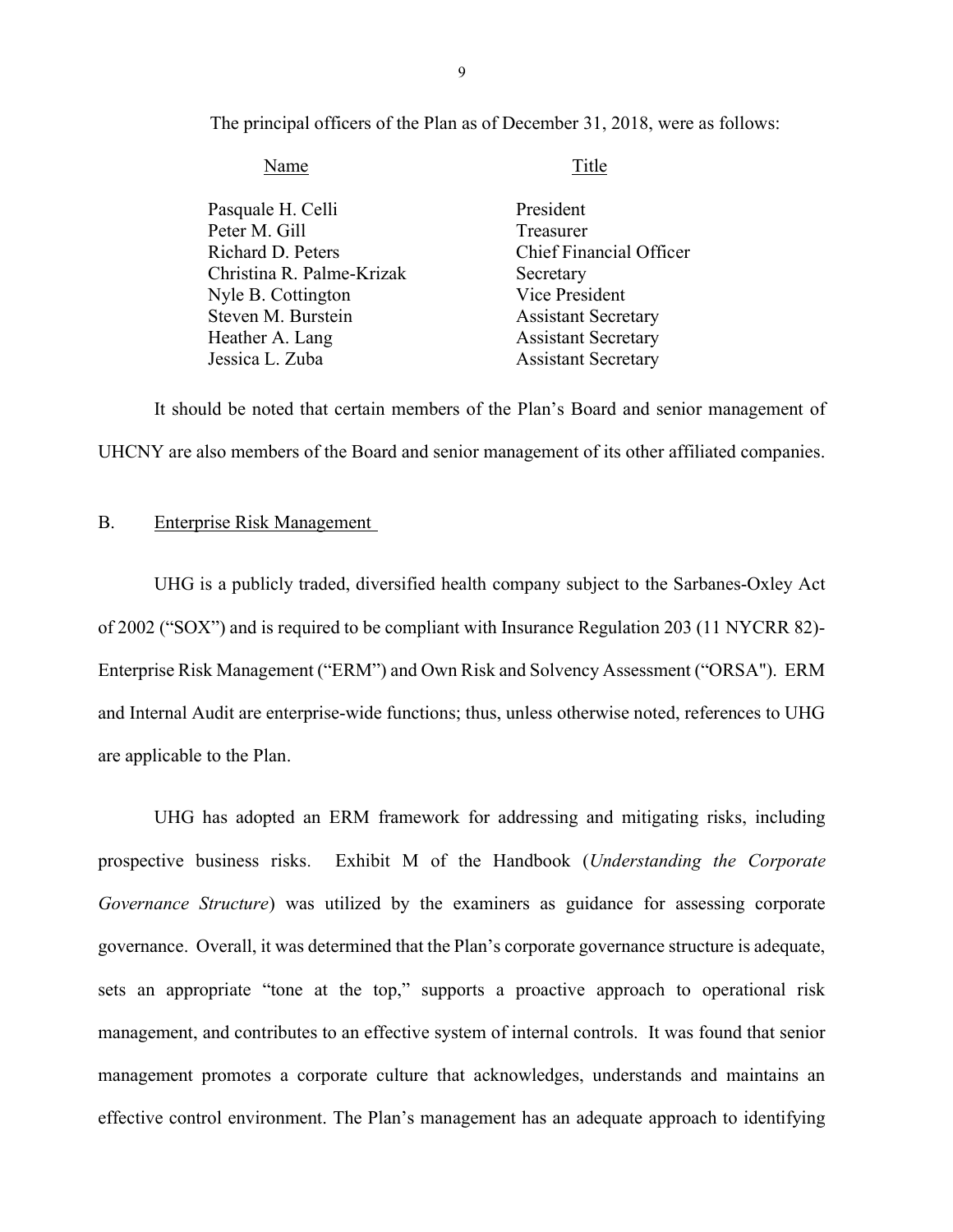The principal officers of the Plan as of December 31, 2018, were as follows:

| Name | Title |
|---|---|
| Pasquale H. Celli | President |
| Peter M. Gill | Treasurer |
| Richard D. Peters | Chief Financial Officer |
| Christina R. Palme-Krizak | Secretary |
| Nyle B. Cottington | Vice President |
| Steven M. Burstein | Assistant Secretary |
| Heather A. Lang | Assistant Secretary |
| Jessica L. Zuba | Assistant Secretary |

It should be noted that certain members of the Plan's Board and senior management of UHCNY are also members of the Board and senior management of its other affiliated companies.

## B. Enterprise Risk Management

UHG is a publicly traded, diversified health company subject to the Sarbanes-Oxley Act of 2002 ("SOX") and is required to be compliant with Insurance Regulation 203 (11 NYCRR 82)-Enterprise Risk Management ("ERM") and Own Risk and Solvency Assessment ("ORSA"). ERM and Internal Audit are enterprise-wide functions; thus, unless otherwise noted, references to UHG are applicable to the Plan.

UHG has adopted an ERM framework for addressing and mitigating risks, including prospective business risks. Exhibit M of the Handbook (*Understanding the Corporate Governance Structure*) was utilized by the examiners as guidance for assessing corporate governance. Overall, it was determined that the Plan's corporate governance structure is adequate, sets an appropriate "tone at the top," supports a proactive approach to operational risk management, and contributes to an effective system of internal controls. It was found that senior management promotes a corporate culture that acknowledges, understands and maintains an effective control environment. The Plan's management has an adequate approach to identifying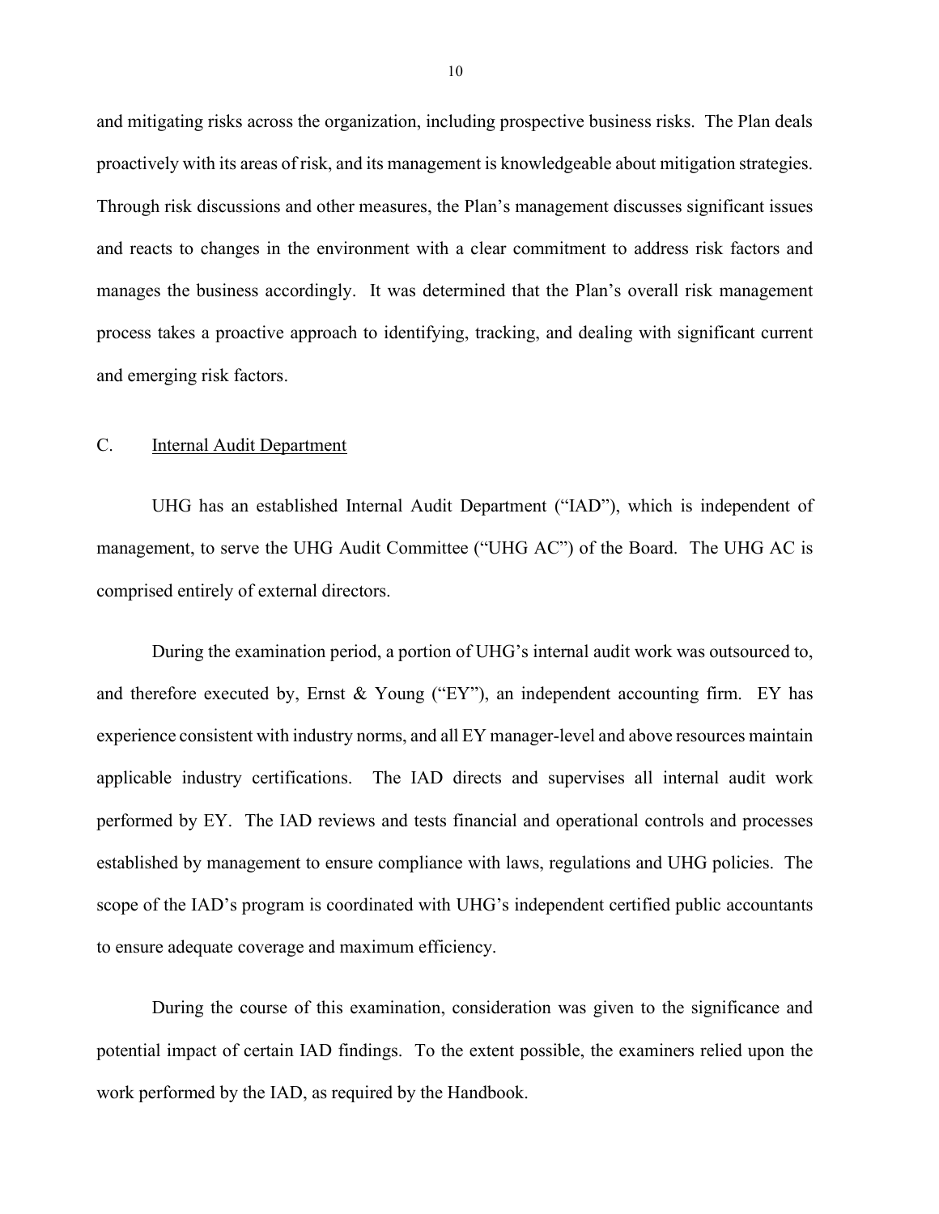and mitigating risks across the organization, including prospective business risks. The Plan deals proactively with its areas of risk, and its management is knowledgeable about mitigation strategies. Through risk discussions and other measures, the Plan's management discusses significant issues and reacts to changes in the environment with a clear commitment to address risk factors and manages the business accordingly. It was determined that the Plan's overall risk management process takes a proactive approach to identifying, tracking, and dealing with significant current and emerging risk factors.

## C. Internal Audit Department

UHG has an established Internal Audit Department ("IAD"), which is independent of management, to serve the UHG Audit Committee ("UHG AC") of the Board. The UHG AC is comprised entirely of external directors.

During the examination period, a portion of UHG's internal audit work was outsourced to, and therefore executed by, Ernst & Young ("EY"), an independent accounting firm. EY has experience consistent with industry norms, and all EY manager-level and above resources maintain applicable industry certifications. The IAD directs and supervises all internal audit work performed by EY. The IAD reviews and tests financial and operational controls and processes established by management to ensure compliance with laws, regulations and UHG policies. The scope of the IAD's program is coordinated with UHG's independent certified public accountants to ensure adequate coverage and maximum efficiency.

During the course of this examination, consideration was given to the significance and potential impact of certain IAD findings. To the extent possible, the examiners relied upon the work performed by the IAD, as required by the Handbook.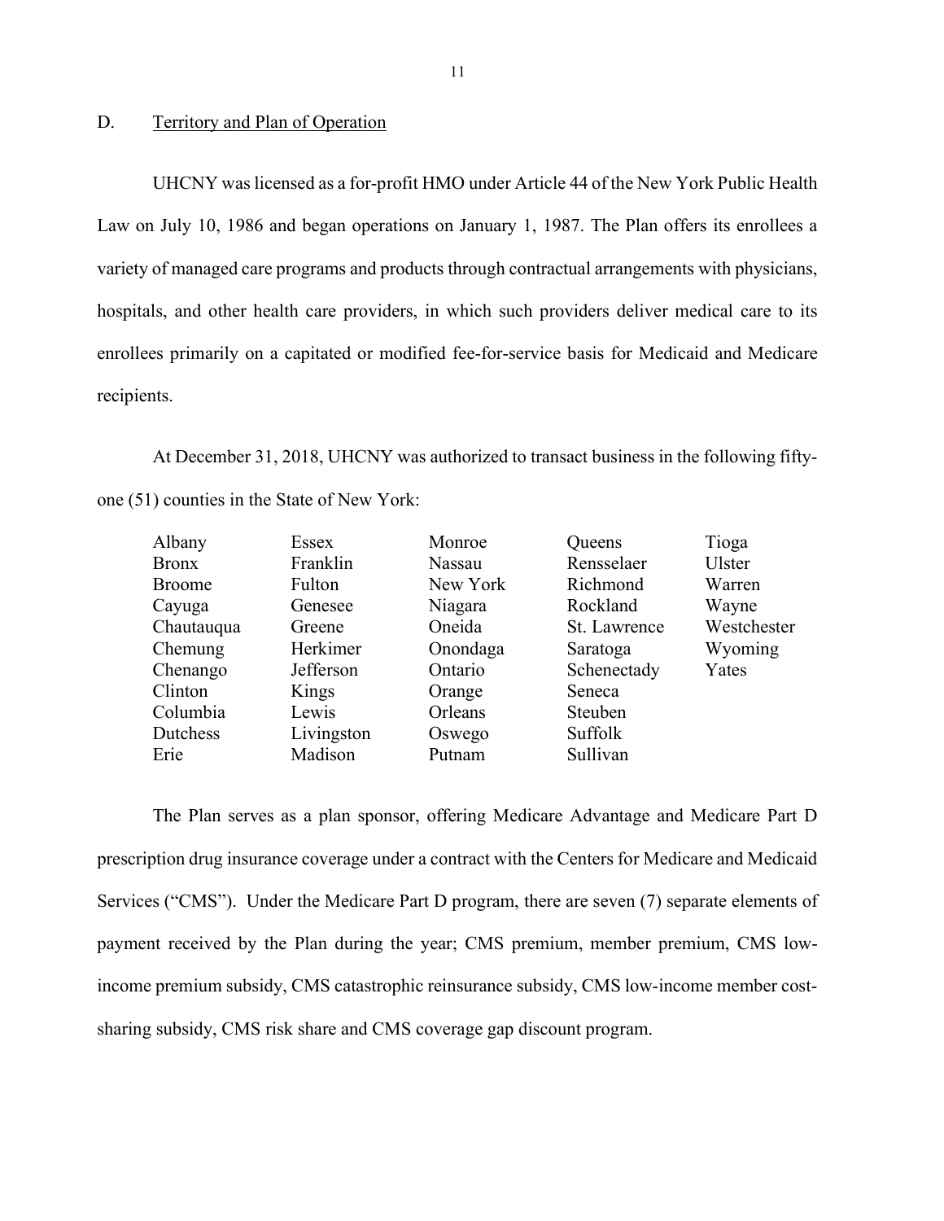## D. Territory and Plan of Operation

UHCNY was licensed as a for-profit HMO under Article 44 of the New York Public Health Law on July 10, 1986 and began operations on January 1, 1987. The Plan offers its enrollees a variety of managed care programs and products through contractual arrangements with physicians, hospitals, and other health care providers, in which such providers deliver medical care to its enrollees primarily on a capitated or modified fee-for-service basis for Medicaid and Medicare recipients.

At December 31, 2018, UHCNY was authorized to transact business in the following fifty-one (51) counties in the State of New York:

| | | | | |
|---|---|---|---|---|
| Albany | Essex | Monroe | Queens | Tioga |
| Bronx | Franklin | Nassau | Rensselaer | Ulster |
| Broome | Fulton | New York | Richmond | Warren |
| Cayuga | Genesee | Niagara | Rockland | Wayne |
| Chautauqua | Greene | Oneida | St. Lawrence | Westchester |
| Chemung | Herkimer | Onondaga | Saratoga | Wyoming |
| Chenango | Jefferson | Ontario | Schenectady | Yates |
| Clinton | Kings | Orange | Seneca | |
| Columbia | Lewis | Orleans | Steuben | |
| Dutchess | Livingston | Oswego | Suffolk | |
| Erie | Madison | Putnam | Sullivan | |

The Plan serves as a plan sponsor, offering Medicare Advantage and Medicare Part D prescription drug insurance coverage under a contract with the Centers for Medicare and Medicaid Services ("CMS"). Under the Medicare Part D program, there are seven (7) separate elements of payment received by the Plan during the year; CMS premium, member premium, CMS low-income premium subsidy, CMS catastrophic reinsurance subsidy, CMS low-income member cost-sharing subsidy, CMS risk share and CMS coverage gap discount program.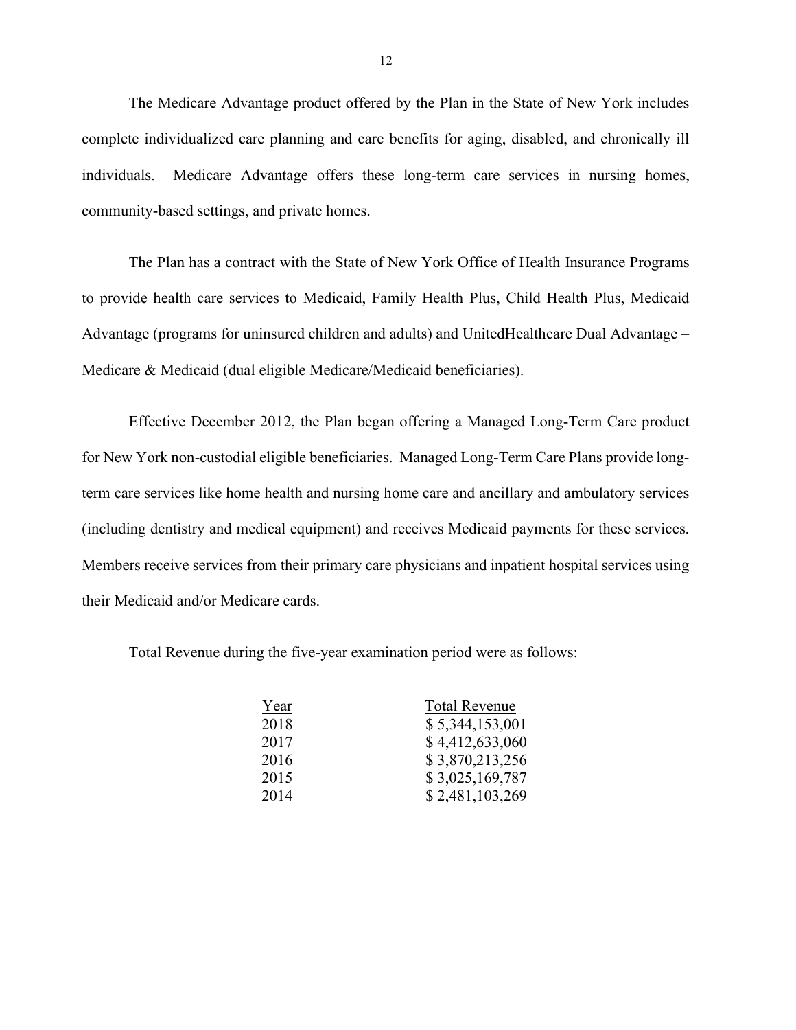The Medicare Advantage product offered by the Plan in the State of New York includes complete individualized care planning and care benefits for aging, disabled, and chronically ill individuals. Medicare Advantage offers these long-term care services in nursing homes, community-based settings, and private homes.

The Plan has a contract with the State of New York Office of Health Insurance Programs to provide health care services to Medicaid, Family Health Plus, Child Health Plus, Medicaid Advantage (programs for uninsured children and adults) and UnitedHealthcare Dual Advantage – Medicare & Medicaid (dual eligible Medicare/Medicaid beneficiaries).

Effective December 2012, the Plan began offering a Managed Long-Term Care product for New York non-custodial eligible beneficiaries. Managed Long-Term Care Plans provide long-term care services like home health and nursing home care and ancillary and ambulatory services (including dentistry and medical equipment) and receives Medicaid payments for these services. Members receive services from their primary care physicians and inpatient hospital services using their Medicaid and/or Medicare cards.

Total Revenue during the five-year examination period were as follows:

| Year | Total Revenue |
|---|---|
| 2018 | $ 5,344,153,001 |
| 2017 | $ 4,412,633,060 |
| 2016 | $ 3,870,213,256 |
| 2015 | $ 3,025,169,787 |
| 2014 | $ 2,481,103,269 |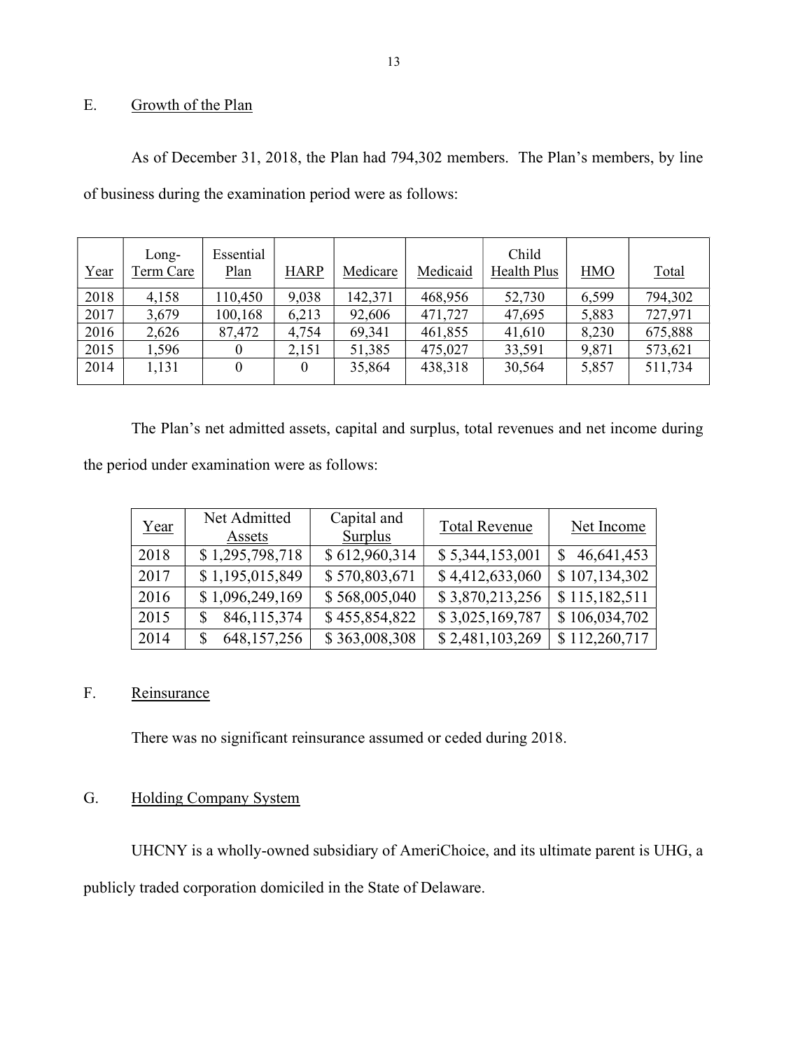## E. Growth of the Plan

As of December 31, 2018, the Plan had 794,302 members. The Plan's members, by line of business during the examination period were as follows:

| Year | Long-Term Care | Essential Plan | HARP | Medicare | Medicaid | Child Health Plus | HMO | Total |
|---|---|---|---|---|---|---|---|---|
| 2018 | 4,158 | 110,450 | 9,038 | 142,371 | 468,956 | 52,730 | 6,599 | 794,302 |
| 2017 | 3,679 | 100,168 | 6,213 | 92,606 | 471,727 | 47,695 | 5,883 | 727,971 |
| 2016 | 2,626 | 87,472 | 4,754 | 69,341 | 461,855 | 41,610 | 8,230 | 675,888 |
| 2015 | 1,596 | 0 | 2,151 | 51,385 | 475,027 | 33,591 | 9,871 | 573,621 |
| 2014 | 1,131 | 0 | 0 | 35,864 | 438,318 | 30,564 | 5,857 | 511,734 |

The Plan's net admitted assets, capital and surplus, total revenues and net income during the period under examination were as follows:

| Year | Net Admitted Assets | Capital and Surplus | Total Revenue | Net Income |
|---|---|---|---|---|
| 2018 | $ 1,295,798,718 | $ 612,960,314 | $ 5,344,153,001 | $ 46,641,453 |
| 2017 | $ 1,195,015,849 | $ 570,803,671 | $ 4,412,633,060 | $ 107,134,302 |
| 2016 | $ 1,096,249,169 | $ 568,005,040 | $ 3,870,213,256 | $ 115,182,511 |
| 2015 | $ 846,115,374 | $ 455,854,822 | $ 3,025,169,787 | $ 106,034,702 |
| 2014 | $ 648,157,256 | $ 363,008,308 | $ 2,481,103,269 | $ 112,260,717 |

## F. Reinsurance

There was no significant reinsurance assumed or ceded during 2018.

## G. Holding Company System

UHCNY is a wholly-owned subsidiary of AmeriChoice, and its ultimate parent is UHG, a publicly traded corporation domiciled in the State of Delaware.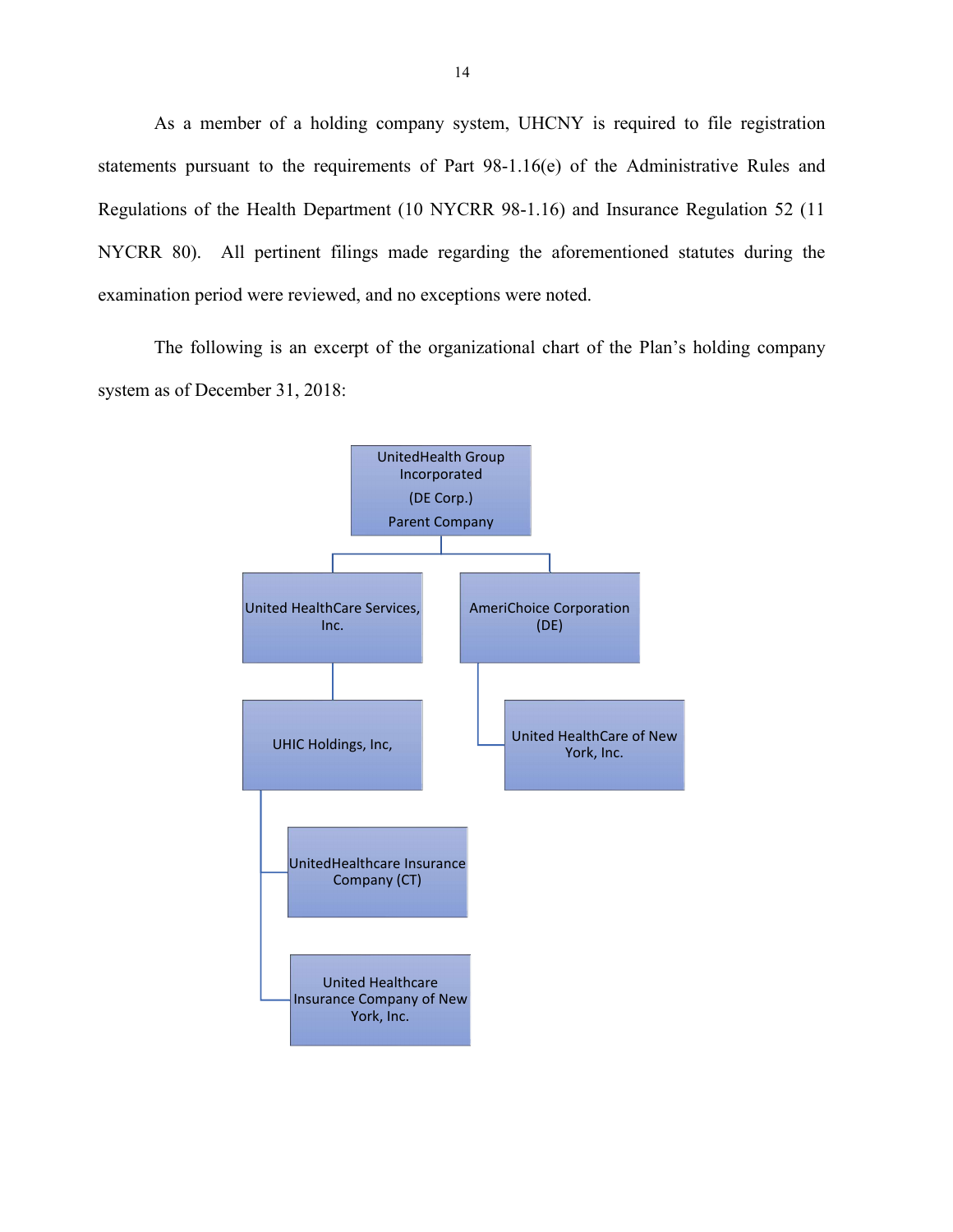As a member of a holding company system, UHCNY is required to file registration statements pursuant to the requirements of Part 98-1.16(e) of the Administrative Rules and Regulations of the Health Department (10 NYCRR 98-1.16) and Insurance Regulation 52 (11 NYCRR 80). All pertinent filings made regarding the aforementioned statutes during the examination period were reviewed, and no exceptions were noted.

The following is an excerpt of the organizational chart of the Plan's holding company system as of December 31, 2018:

- UnitedHealth Group Incorporated (DE Corp.) Parent Company
  - United HealthCare Services, Inc.
    - UHIC Holdings, Inc,
      - UnitedHealthcare Insurance Company (CT)
      - United Healthcare Insurance Company of New York, Inc.
  - AmeriChoice Corporation (DE)
    - United HealthCare of New York, Inc.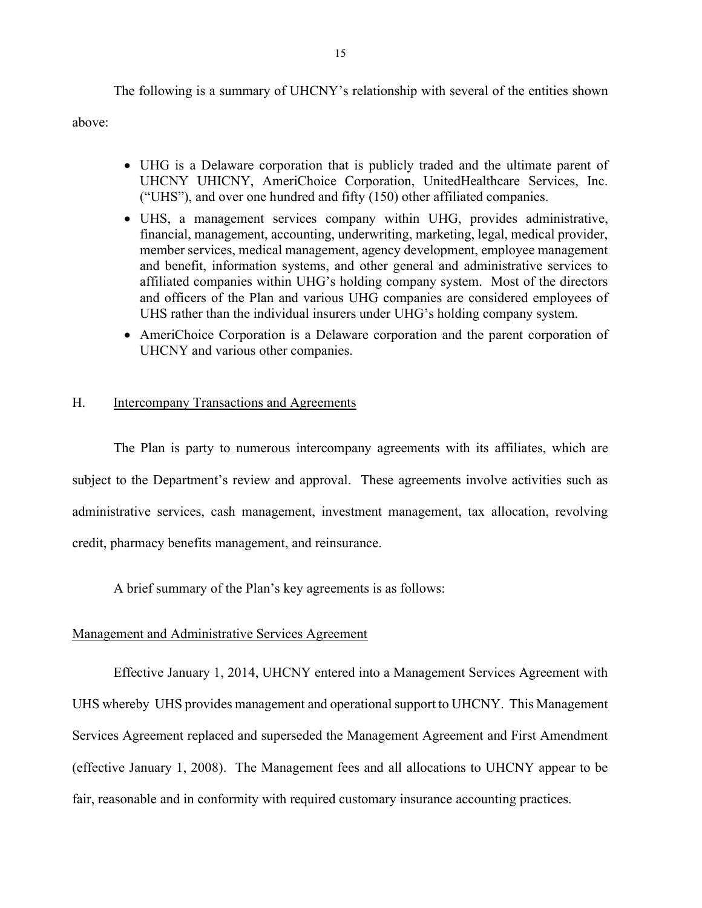The following is a summary of UHCNY's relationship with several of the entities shown above:

- UHG is a Delaware corporation that is publicly traded and the ultimate parent of UHCNY UHICNY, AmeriChoice Corporation, UnitedHealthcare Services, Inc. ("UHS"), and over one hundred and fifty (150) other affiliated companies.
- UHS, a management services company within UHG, provides administrative, financial, management, accounting, underwriting, marketing, legal, medical provider, member services, medical management, agency development, employee management and benefit, information systems, and other general and administrative services to affiliated companies within UHG's holding company system. Most of the directors and officers of the Plan and various UHG companies are considered employees of UHS rather than the individual insurers under UHG's holding company system.
- AmeriChoice Corporation is a Delaware corporation and the parent corporation of UHCNY and various other companies.

## H. Intercompany Transactions and Agreements

The Plan is party to numerous intercompany agreements with its affiliates, which are subject to the Department's review and approval. These agreements involve activities such as administrative services, cash management, investment management, tax allocation, revolving credit, pharmacy benefits management, and reinsurance.

A brief summary of the Plan's key agreements is as follows:

### Management and Administrative Services Agreement

Effective January 1, 2014, UHCNY entered into a Management Services Agreement with UHS whereby UHS provides management and operational support to UHCNY. This Management Services Agreement replaced and superseded the Management Agreement and First Amendment (effective January 1, 2008). The Management fees and all allocations to UHCNY appear to be fair, reasonable and in conformity with required customary insurance accounting practices.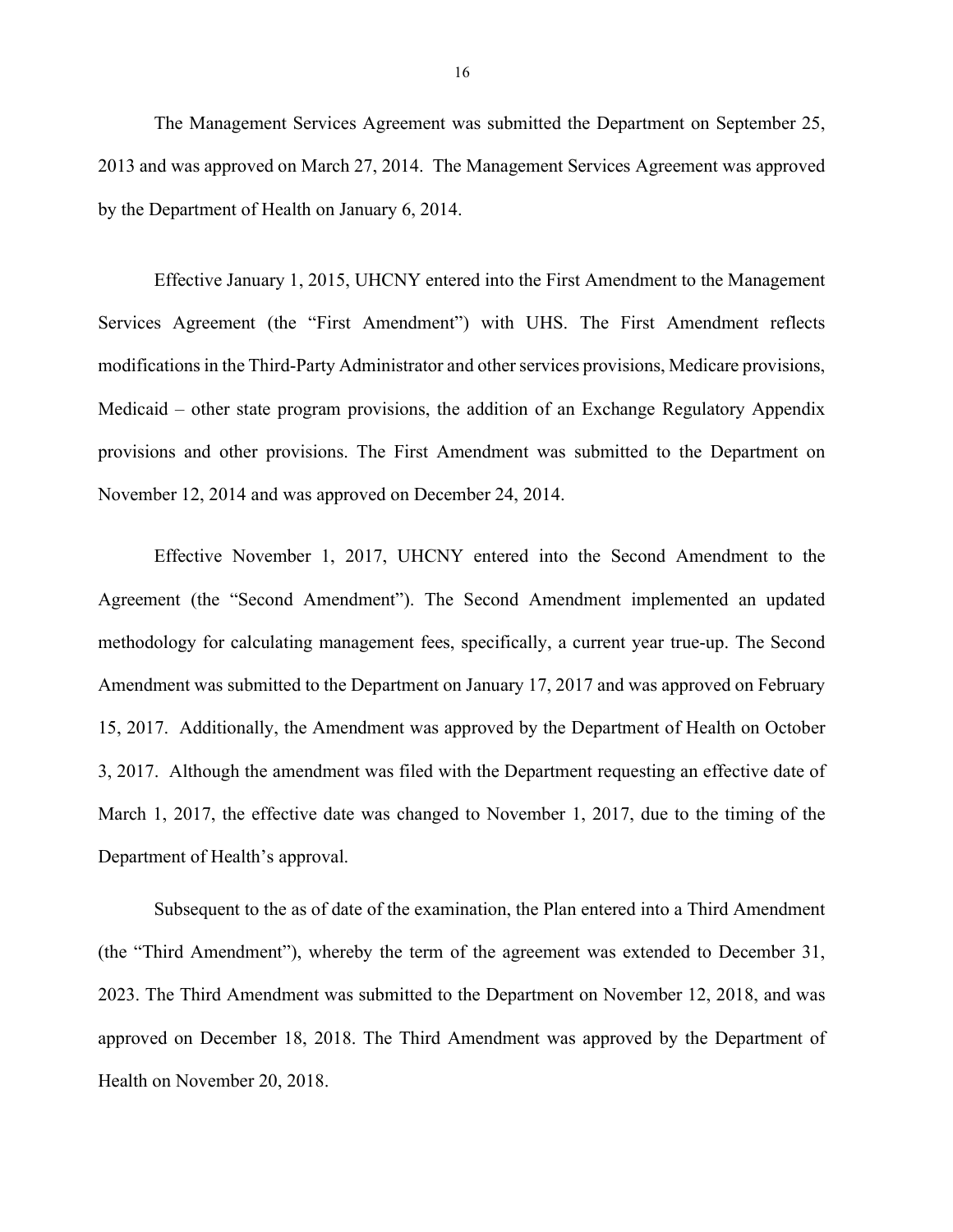The Management Services Agreement was submitted the Department on September 25, 2013 and was approved on March 27, 2014. The Management Services Agreement was approved by the Department of Health on January 6, 2014.

Effective January 1, 2015, UHCNY entered into the First Amendment to the Management Services Agreement (the "First Amendment") with UHS. The First Amendment reflects modifications in the Third-Party Administrator and other services provisions, Medicare provisions, Medicaid – other state program provisions, the addition of an Exchange Regulatory Appendix provisions and other provisions. The First Amendment was submitted to the Department on November 12, 2014 and was approved on December 24, 2014.

Effective November 1, 2017, UHCNY entered into the Second Amendment to the Agreement (the "Second Amendment"). The Second Amendment implemented an updated methodology for calculating management fees, specifically, a current year true-up. The Second Amendment was submitted to the Department on January 17, 2017 and was approved on February 15, 2017. Additionally, the Amendment was approved by the Department of Health on October 3, 2017. Although the amendment was filed with the Department requesting an effective date of March 1, 2017, the effective date was changed to November 1, 2017, due to the timing of the Department of Health's approval.

Subsequent to the as of date of the examination, the Plan entered into a Third Amendment (the "Third Amendment"), whereby the term of the agreement was extended to December 31, 2023. The Third Amendment was submitted to the Department on November 12, 2018, and was approved on December 18, 2018. The Third Amendment was approved by the Department of Health on November 20, 2018.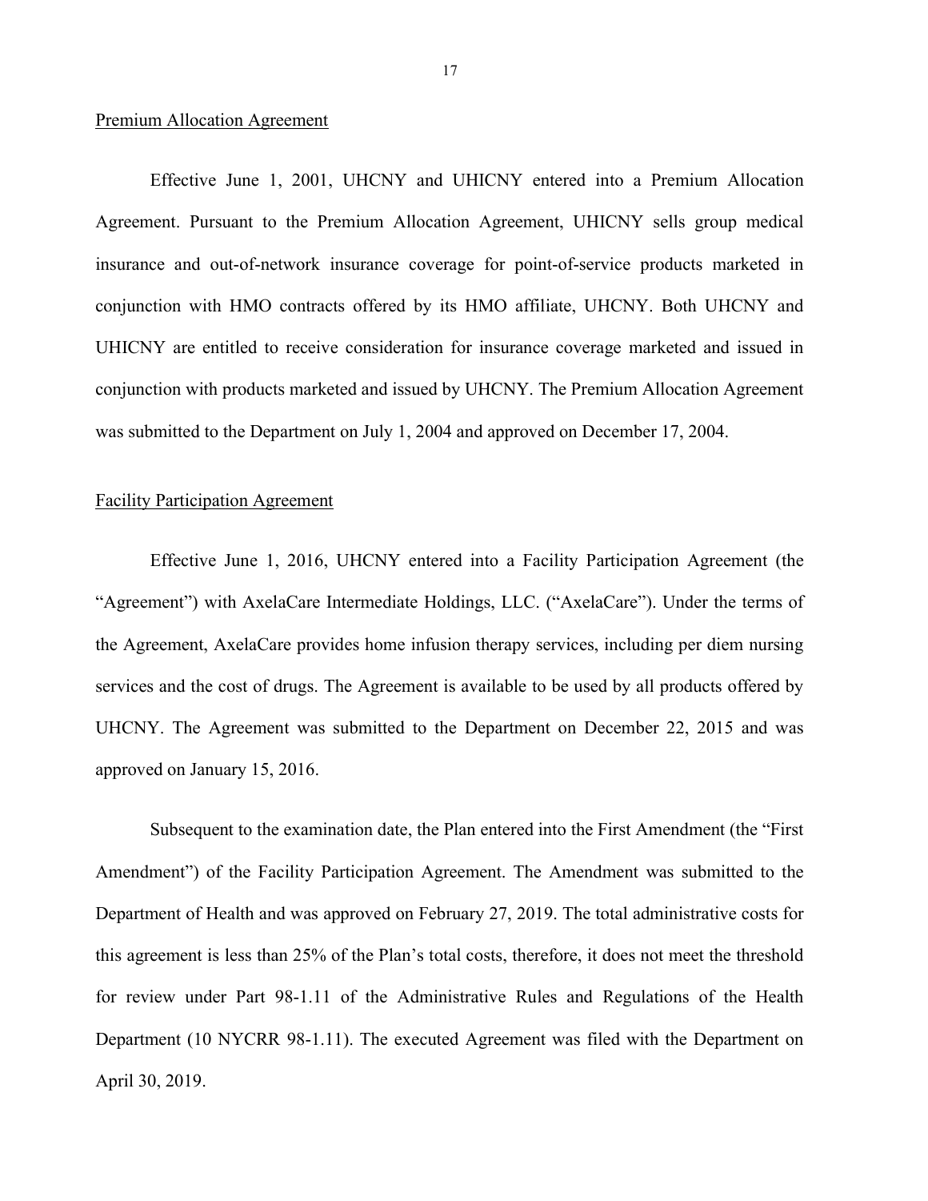Premium Allocation Agreement

Effective June 1, 2001, UHCNY and UHICNY entered into a Premium Allocation Agreement. Pursuant to the Premium Allocation Agreement, UHICNY sells group medical insurance and out-of-network insurance coverage for point-of-service products marketed in conjunction with HMO contracts offered by its HMO affiliate, UHCNY. Both UHCNY and UHICNY are entitled to receive consideration for insurance coverage marketed and issued in conjunction with products marketed and issued by UHCNY. The Premium Allocation Agreement was submitted to the Department on July 1, 2004 and approved on December 17, 2004.

Facility Participation Agreement

Effective June 1, 2016, UHCNY entered into a Facility Participation Agreement (the "Agreement") with AxelaCare Intermediate Holdings, LLC. ("AxelaCare"). Under the terms of the Agreement, AxelaCare provides home infusion therapy services, including per diem nursing services and the cost of drugs. The Agreement is available to be used by all products offered by UHCNY. The Agreement was submitted to the Department on December 22, 2015 and was approved on January 15, 2016.

Subsequent to the examination date, the Plan entered into the First Amendment (the "First Amendment") of the Facility Participation Agreement. The Amendment was submitted to the Department of Health and was approved on February 27, 2019. The total administrative costs for this agreement is less than 25% of the Plan's total costs, therefore, it does not meet the threshold for review under Part 98-1.11 of the Administrative Rules and Regulations of the Health Department (10 NYCRR 98-1.11). The executed Agreement was filed with the Department on April 30, 2019.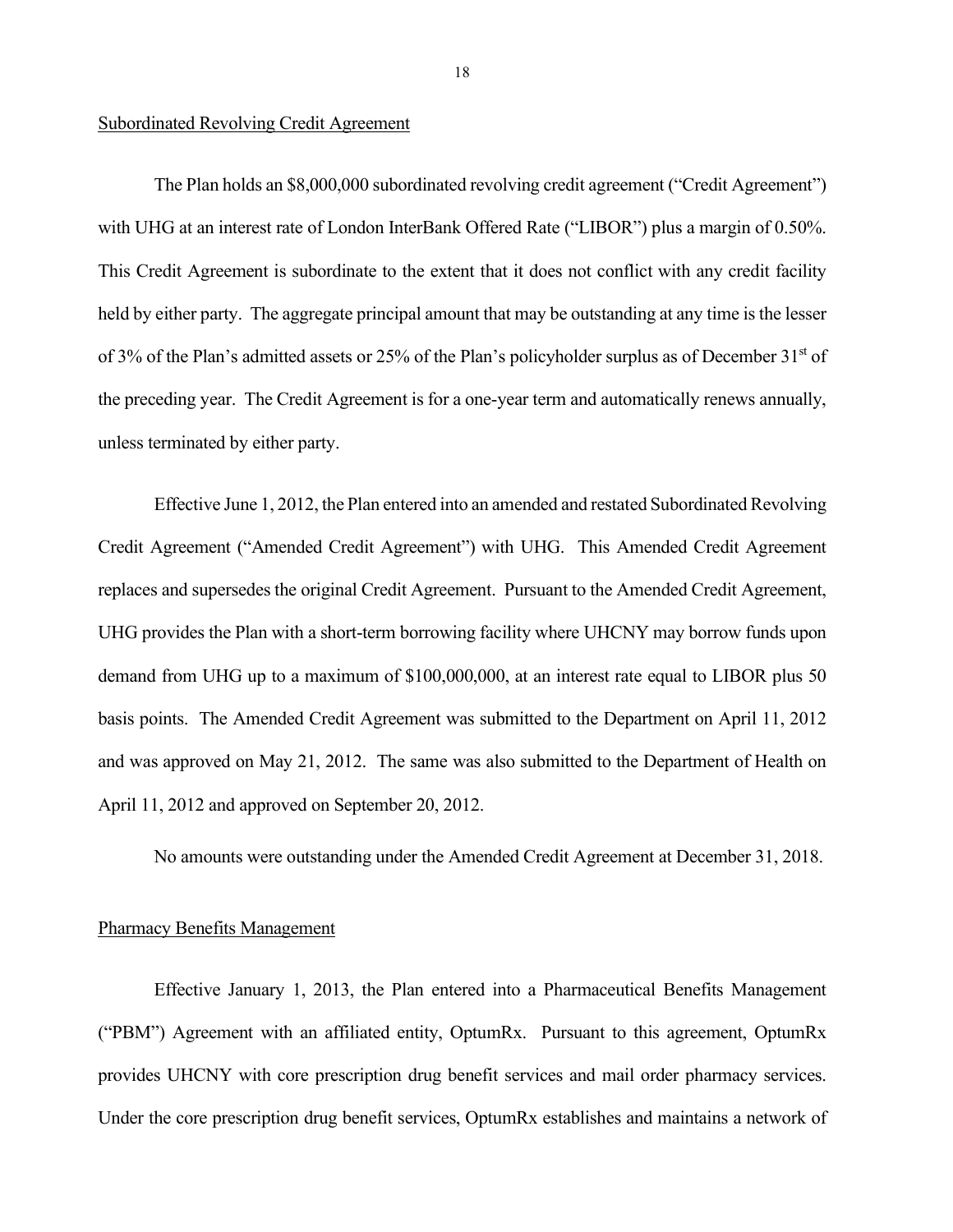Subordinated Revolving Credit Agreement

The Plan holds an $8,000,000 subordinated revolving credit agreement ("Credit Agreement") with UHG at an interest rate of London InterBank Offered Rate ("LIBOR") plus a margin of 0.50%. This Credit Agreement is subordinate to the extent that it does not conflict with any credit facility held by either party. The aggregate principal amount that may be outstanding at any time is the lesser of 3% of the Plan's admitted assets or 25% of the Plan's policyholder surplus as of December 31st of the preceding year. The Credit Agreement is for a one-year term and automatically renews annually, unless terminated by either party.

Effective June 1, 2012, the Plan entered into an amended and restated Subordinated Revolving Credit Agreement ("Amended Credit Agreement") with UHG. This Amended Credit Agreement replaces and supersedes the original Credit Agreement. Pursuant to the Amended Credit Agreement, UHG provides the Plan with a short-term borrowing facility where UHCNY may borrow funds upon demand from UHG up to a maximum of $100,000,000, at an interest rate equal to LIBOR plus 50 basis points. The Amended Credit Agreement was submitted to the Department on April 11, 2012 and was approved on May 21, 2012. The same was also submitted to the Department of Health on April 11, 2012 and approved on September 20, 2012.

No amounts were outstanding under the Amended Credit Agreement at December 31, 2018.

Pharmacy Benefits Management

Effective January 1, 2013, the Plan entered into a Pharmaceutical Benefits Management ("PBM") Agreement with an affiliated entity, OptumRx. Pursuant to this agreement, OptumRx provides UHCNY with core prescription drug benefit services and mail order pharmacy services. Under the core prescription drug benefit services, OptumRx establishes and maintains a network of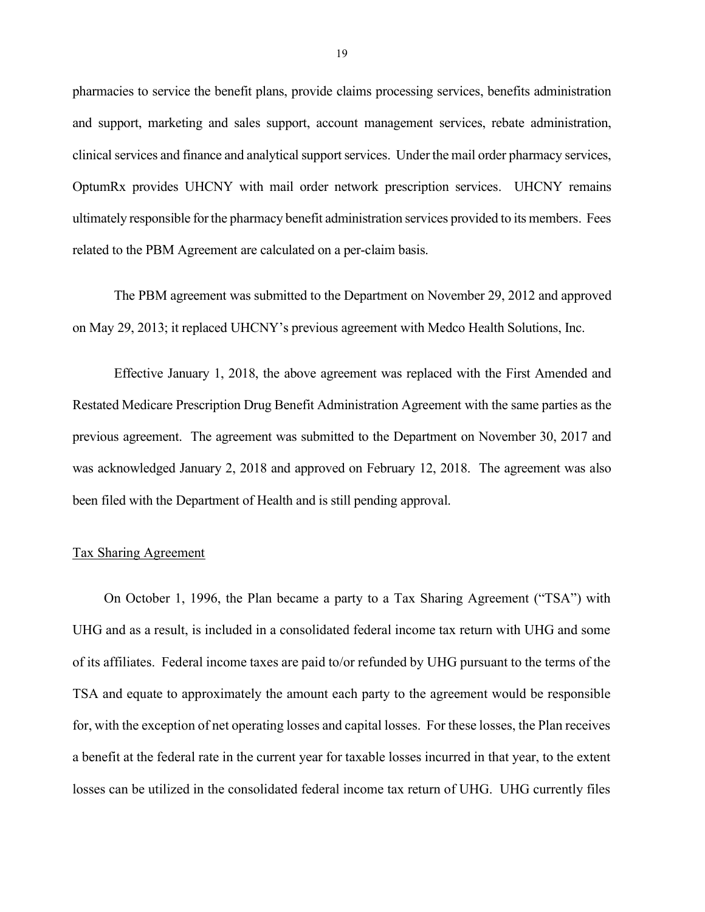pharmacies to service the benefit plans, provide claims processing services, benefits administration and support, marketing and sales support, account management services, rebate administration, clinical services and finance and analytical support services. Under the mail order pharmacy services, OptumRx provides UHCNY with mail order network prescription services. UHCNY remains ultimately responsible for the pharmacy benefit administration services provided to its members. Fees related to the PBM Agreement are calculated on a per-claim basis.

The PBM agreement was submitted to the Department on November 29, 2012 and approved on May 29, 2013; it replaced UHCNY's previous agreement with Medco Health Solutions, Inc.

Effective January 1, 2018, the above agreement was replaced with the First Amended and Restated Medicare Prescription Drug Benefit Administration Agreement with the same parties as the previous agreement. The agreement was submitted to the Department on November 30, 2017 and was acknowledged January 2, 2018 and approved on February 12, 2018. The agreement was also been filed with the Department of Health and is still pending approval.

Tax Sharing Agreement

On October 1, 1996, the Plan became a party to a Tax Sharing Agreement ("TSA") with UHG and as a result, is included in a consolidated federal income tax return with UHG and some of its affiliates. Federal income taxes are paid to/or refunded by UHG pursuant to the terms of the TSA and equate to approximately the amount each party to the agreement would be responsible for, with the exception of net operating losses and capital losses. For these losses, the Plan receives a benefit at the federal rate in the current year for taxable losses incurred in that year, to the extent losses can be utilized in the consolidated federal income tax return of UHG. UHG currently files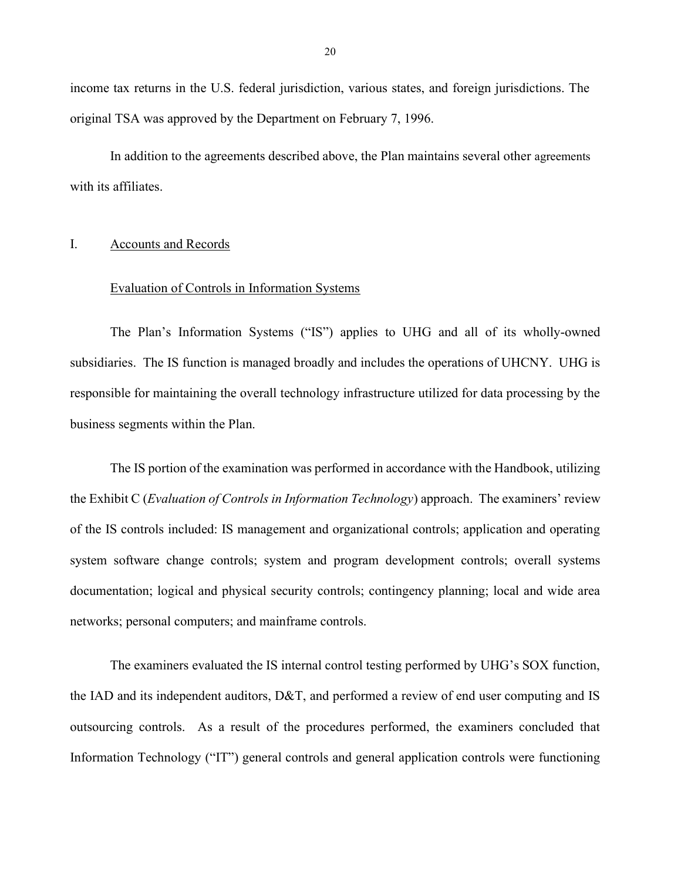income tax returns in the U.S. federal jurisdiction, various states, and foreign jurisdictions. The original TSA was approved by the Department on February 7, 1996.

In addition to the agreements described above, the Plan maintains several other agreements with its affiliates.

## I. Accounts and Records

### Evaluation of Controls in Information Systems

The Plan's Information Systems ("IS") applies to UHG and all of its wholly-owned subsidiaries. The IS function is managed broadly and includes the operations of UHCNY. UHG is responsible for maintaining the overall technology infrastructure utilized for data processing by the business segments within the Plan.

The IS portion of the examination was performed in accordance with the Handbook, utilizing the Exhibit C (*Evaluation of Controls in Information Technology*) approach. The examiners' review of the IS controls included: IS management and organizational controls; application and operating system software change controls; system and program development controls; overall systems documentation; logical and physical security controls; contingency planning; local and wide area networks; personal computers; and mainframe controls.

The examiners evaluated the IS internal control testing performed by UHG's SOX function, the IAD and its independent auditors, D&T, and performed a review of end user computing and IS outsourcing controls. As a result of the procedures performed, the examiners concluded that Information Technology ("IT") general controls and general application controls were functioning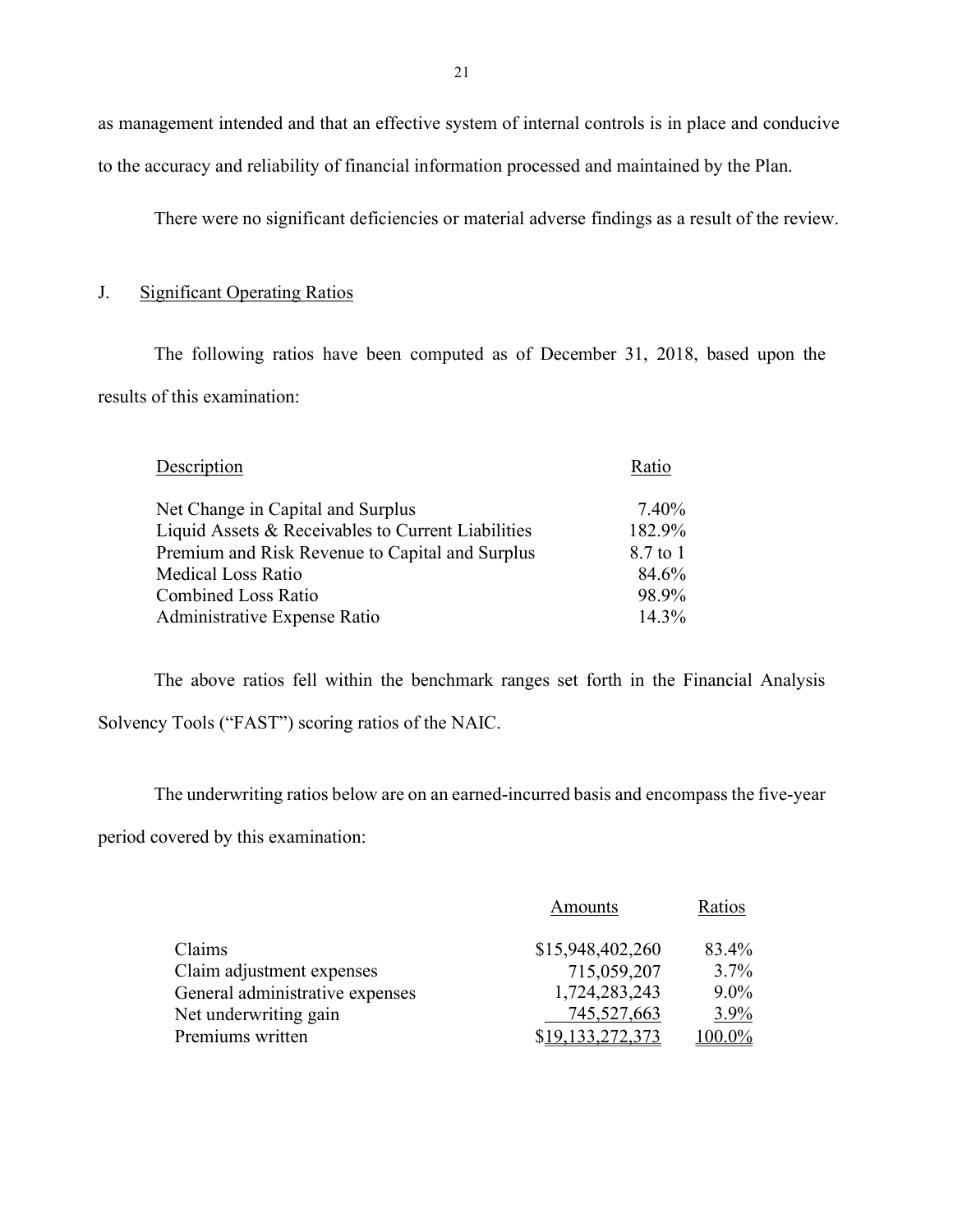as management intended and that an effective system of internal controls is in place and conducive to the accuracy and reliability of financial information processed and maintained by the Plan.

There were no significant deficiencies or material adverse findings as a result of the review.

## J. Significant Operating Ratios

The following ratios have been computed as of December 31, 2018, based upon the results of this examination:

| Description | Ratio |
|---|---|
| Net Change in Capital and Surplus | 7.40% |
| Liquid Assets & Receivables to Current Liabilities | 182.9% |
| Premium and Risk Revenue to Capital and Surplus | 8.7 to 1 |
| Medical Loss Ratio | 84.6% |
| Combined Loss Ratio | 98.9% |
| Administrative Expense Ratio | 14.3% |

The above ratios fell within the benchmark ranges set forth in the Financial Analysis Solvency Tools ("FAST") scoring ratios of the NAIC.

The underwriting ratios below are on an earned-incurred basis and encompass the five-year period covered by this examination:

| | Amounts | Ratios |
|---|---|---|
| Claims | $15,948,402,260 | 83.4% |
| Claim adjustment expenses | 715,059,207 | 3.7% |
| General administrative expenses | 1,724,283,243 | 9.0% |
| Net underwriting gain | 745,527,663 | 3.9% |
| Premiums written | $19,133,272,373 | 100.0% |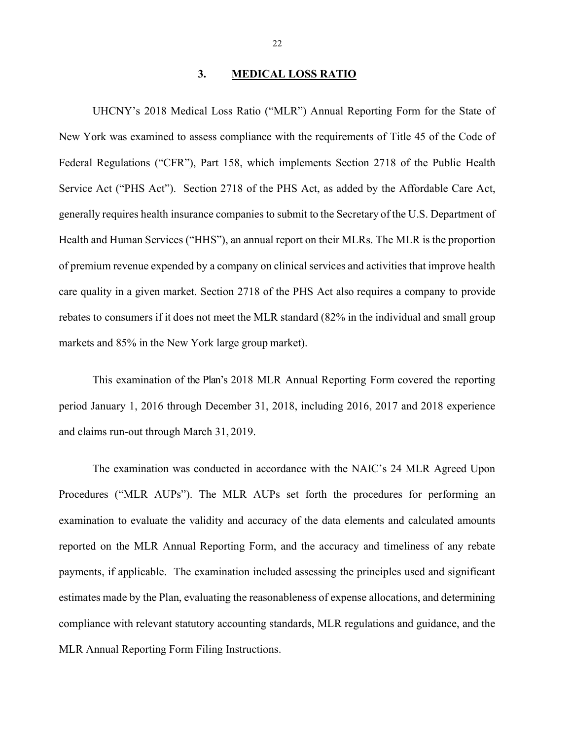## 3. MEDICAL LOSS RATIO

UHCNY's 2018 Medical Loss Ratio ("MLR") Annual Reporting Form for the State of New York was examined to assess compliance with the requirements of Title 45 of the Code of Federal Regulations ("CFR"), Part 158, which implements Section 2718 of the Public Health Service Act ("PHS Act"). Section 2718 of the PHS Act, as added by the Affordable Care Act, generally requires health insurance companies to submit to the Secretary of the U.S. Department of Health and Human Services ("HHS"), an annual report on their MLRs. The MLR is the proportion of premium revenue expended by a company on clinical services and activities that improve health care quality in a given market. Section 2718 of the PHS Act also requires a company to provide rebates to consumers if it does not meet the MLR standard (82% in the individual and small group markets and 85% in the New York large group market).

This examination of the Plan's 2018 MLR Annual Reporting Form covered the reporting period January 1, 2016 through December 31, 2018, including 2016, 2017 and 2018 experience and claims run-out through March 31, 2019.

The examination was conducted in accordance with the NAIC's 24 MLR Agreed Upon Procedures ("MLR AUPs"). The MLR AUPs set forth the procedures for performing an examination to evaluate the validity and accuracy of the data elements and calculated amounts reported on the MLR Annual Reporting Form, and the accuracy and timeliness of any rebate payments, if applicable. The examination included assessing the principles used and significant estimates made by the Plan, evaluating the reasonableness of expense allocations, and determining compliance with relevant statutory accounting standards, MLR regulations and guidance, and the MLR Annual Reporting Form Filing Instructions.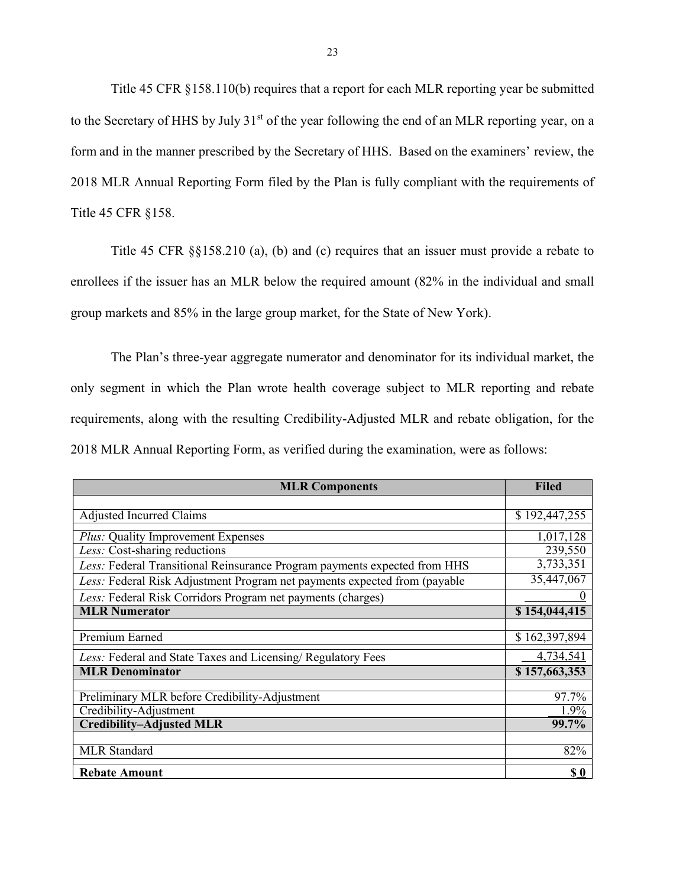Title 45 CFR §158.110(b) requires that a report for each MLR reporting year be submitted to the Secretary of HHS by July 31st of the year following the end of an MLR reporting year, on a form and in the manner prescribed by the Secretary of HHS. Based on the examiners' review, the 2018 MLR Annual Reporting Form filed by the Plan is fully compliant with the requirements of Title 45 CFR §158.

Title 45 CFR §§158.210 (a), (b) and (c) requires that an issuer must provide a rebate to enrollees if the issuer has an MLR below the required amount (82% in the individual and small group markets and 85% in the large group market, for the State of New York).

The Plan's three-year aggregate numerator and denominator for its individual market, the only segment in which the Plan wrote health coverage subject to MLR reporting and rebate requirements, along with the resulting Credibility-Adjusted MLR and rebate obligation, for the 2018 MLR Annual Reporting Form, as verified during the examination, were as follows:

| MLR Components | Filed |
|---|---|
| | |
| Adjusted Incurred Claims | $ 192,447,255 |
| *Plus:* Quality Improvement Expenses | 1,017,128 |
| *Less:* Cost-sharing reductions | 239,550 |
| *Less:* Federal Transitional Reinsurance Program payments expected from HHS | 3,733,351 |
| *Less:* Federal Risk Adjustment Program net payments expected from (payable | 35,447,067 |
| *Less:* Federal Risk Corridors Program net payments (charges) | 0 |
| **MLR Numerator** | **$ 154,044,415** |
| | |
| Premium Earned | $ 162,397,894 |
| *Less:* Federal and State Taxes and Licensing/ Regulatory Fees | 4,734,541 |
| **MLR Denominator** | **$ 157,663,353** |
| | |
| Preliminary MLR before Credibility-Adjustment | 97.7% |
| Credibility-Adjustment | 1.9% |
| **Credibility–Adjusted MLR** | **99.7%** |
| | |
| MLR Standard | 82% |
| **Rebate Amount** | **$ 0** |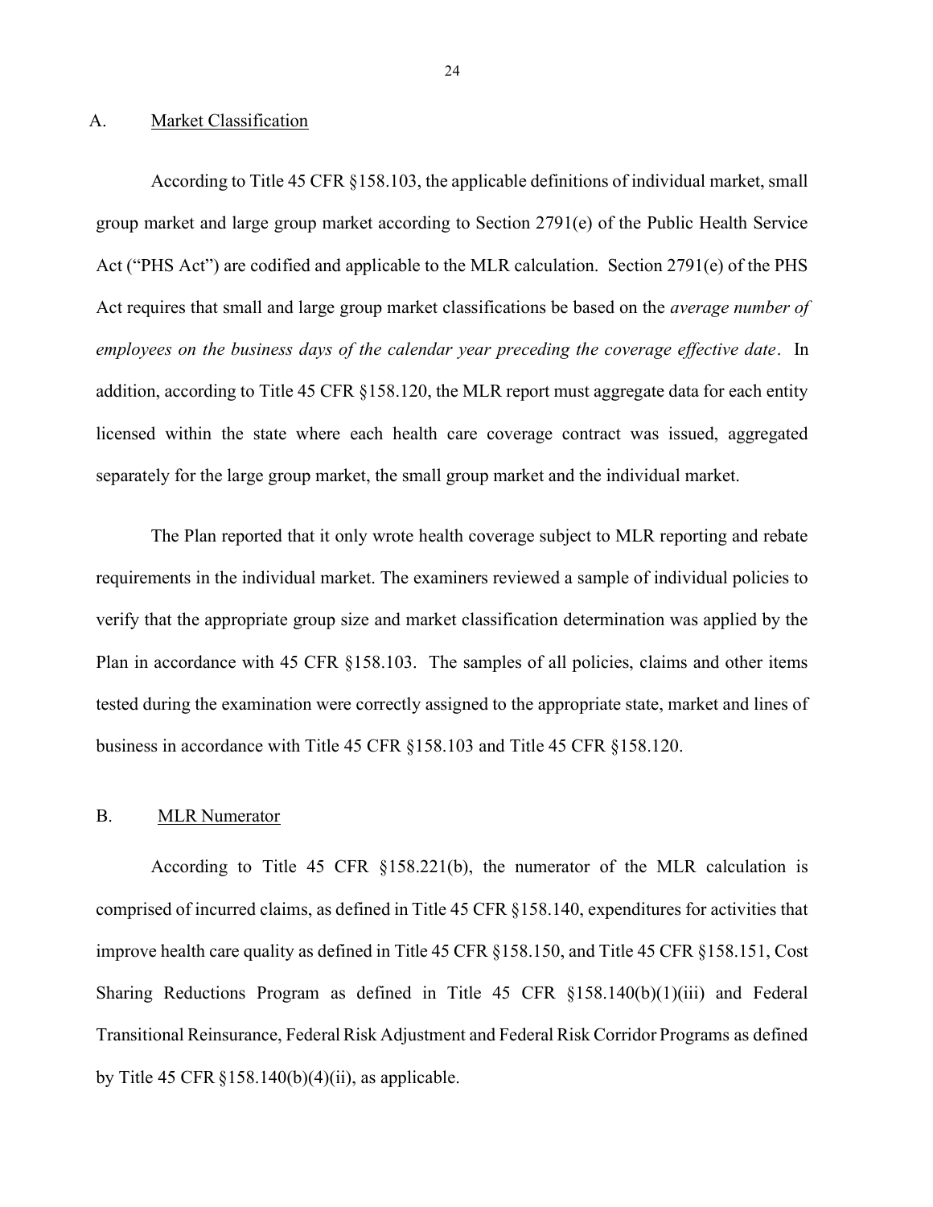## A. Market Classification

According to Title 45 CFR §158.103, the applicable definitions of individual market, small group market and large group market according to Section 2791(e) of the Public Health Service Act ("PHS Act") are codified and applicable to the MLR calculation. Section 2791(e) of the PHS Act requires that small and large group market classifications be based on the *average number of employees on the business days of the calendar year preceding the coverage effective date*. In addition, according to Title 45 CFR §158.120, the MLR report must aggregate data for each entity licensed within the state where each health care coverage contract was issued, aggregated separately for the large group market, the small group market and the individual market.

The Plan reported that it only wrote health coverage subject to MLR reporting and rebate requirements in the individual market. The examiners reviewed a sample of individual policies to verify that the appropriate group size and market classification determination was applied by the Plan in accordance with 45 CFR §158.103. The samples of all policies, claims and other items tested during the examination were correctly assigned to the appropriate state, market and lines of business in accordance with Title 45 CFR §158.103 and Title 45 CFR §158.120.

## B. MLR Numerator

According to Title 45 CFR §158.221(b), the numerator of the MLR calculation is comprised of incurred claims, as defined in Title 45 CFR §158.140, expenditures for activities that improve health care quality as defined in Title 45 CFR §158.150, and Title 45 CFR §158.151, Cost Sharing Reductions Program as defined in Title 45 CFR §158.140(b)(1)(iii) and Federal Transitional Reinsurance, Federal Risk Adjustment and Federal Risk Corridor Programs as defined by Title 45 CFR §158.140(b)(4)(ii), as applicable.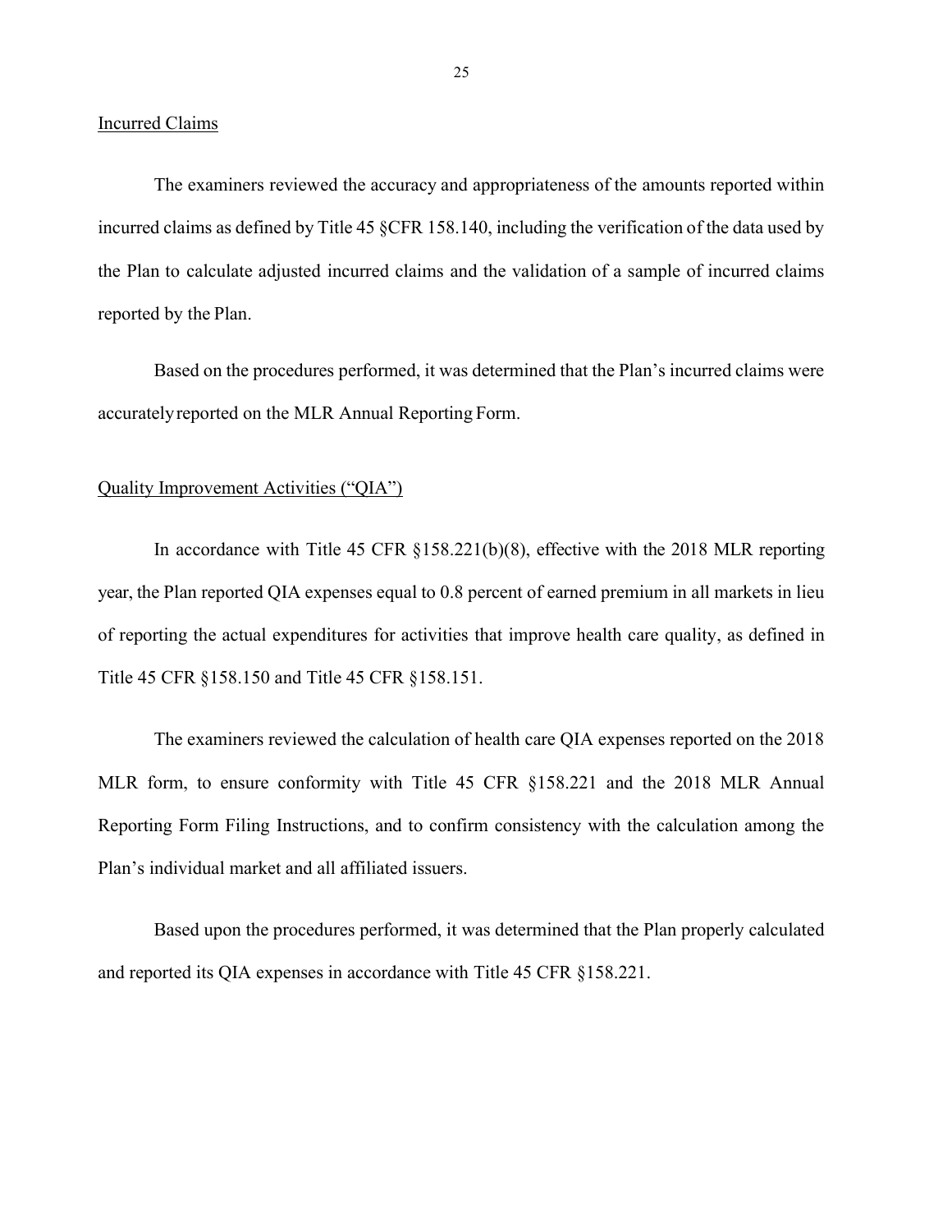Incurred Claims

The examiners reviewed the accuracy and appropriateness of the amounts reported within incurred claims as defined by Title 45 §CFR 158.140, including the verification of the data used by the Plan to calculate adjusted incurred claims and the validation of a sample of incurred claims reported by the Plan.

Based on the procedures performed, it was determined that the Plan's incurred claims were accurately reported on the MLR Annual Reporting Form.

Quality Improvement Activities ("QIA")

In accordance with Title 45 CFR §158.221(b)(8), effective with the 2018 MLR reporting year, the Plan reported QIA expenses equal to 0.8 percent of earned premium in all markets in lieu of reporting the actual expenditures for activities that improve health care quality, as defined in Title 45 CFR §158.150 and Title 45 CFR §158.151.

The examiners reviewed the calculation of health care QIA expenses reported on the 2018 MLR form, to ensure conformity with Title 45 CFR §158.221 and the 2018 MLR Annual Reporting Form Filing Instructions, and to confirm consistency with the calculation among the Plan's individual market and all affiliated issuers.

Based upon the procedures performed, it was determined that the Plan properly calculated and reported its QIA expenses in accordance with Title 45 CFR §158.221.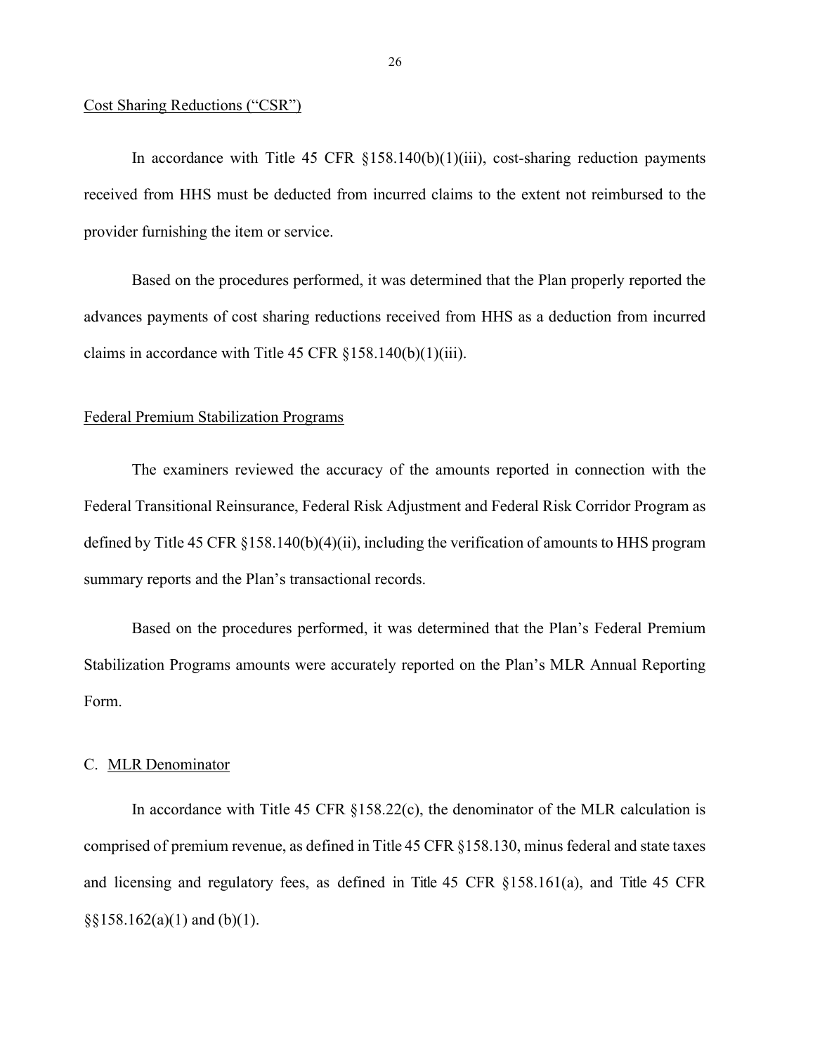Cost Sharing Reductions ("CSR")

In accordance with Title 45 CFR §158.140(b)(1)(iii), cost-sharing reduction payments received from HHS must be deducted from incurred claims to the extent not reimbursed to the provider furnishing the item or service.

Based on the procedures performed, it was determined that the Plan properly reported the advances payments of cost sharing reductions received from HHS as a deduction from incurred claims in accordance with Title 45 CFR §158.140(b)(1)(iii).

Federal Premium Stabilization Programs

The examiners reviewed the accuracy of the amounts reported in connection with the Federal Transitional Reinsurance, Federal Risk Adjustment and Federal Risk Corridor Program as defined by Title 45 CFR §158.140(b)(4)(ii), including the verification of amounts to HHS program summary reports and the Plan's transactional records.

Based on the procedures performed, it was determined that the Plan's Federal Premium Stabilization Programs amounts were accurately reported on the Plan's MLR Annual Reporting Form.

## C. MLR Denominator

In accordance with Title 45 CFR §158.22(c), the denominator of the MLR calculation is comprised of premium revenue, as defined in Title 45 CFR §158.130, minus federal and state taxes and licensing and regulatory fees, as defined in Title 45 CFR §158.161(a), and Title 45 CFR §§158.162(a)(1) and (b)(1).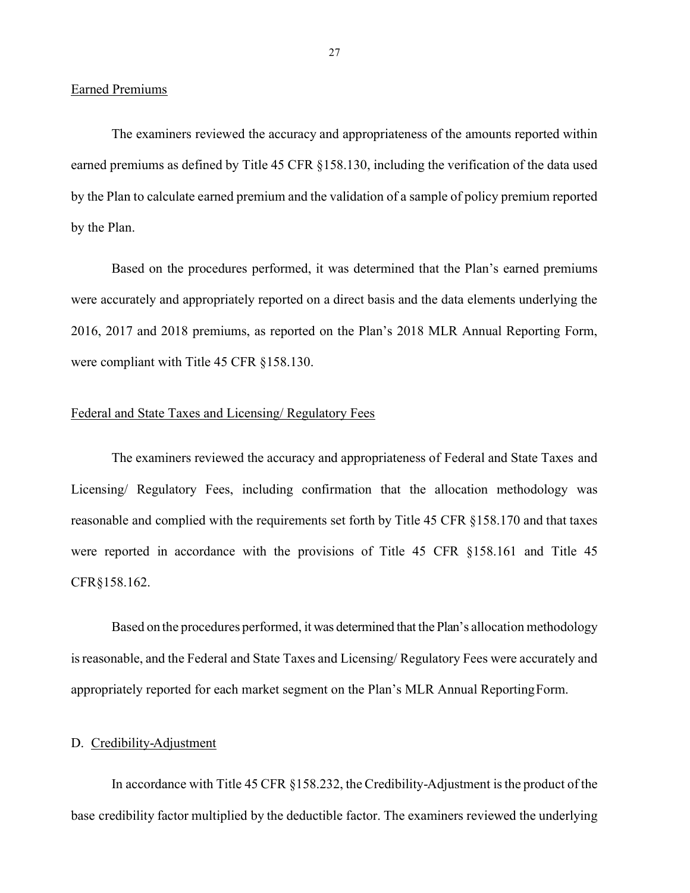Earned Premiums

The examiners reviewed the accuracy and appropriateness of the amounts reported within earned premiums as defined by Title 45 CFR §158.130, including the verification of the data used by the Plan to calculate earned premium and the validation of a sample of policy premium reported by the Plan.

Based on the procedures performed, it was determined that the Plan's earned premiums were accurately and appropriately reported on a direct basis and the data elements underlying the 2016, 2017 and 2018 premiums, as reported on the Plan's 2018 MLR Annual Reporting Form, were compliant with Title 45 CFR §158.130.

Federal and State Taxes and Licensing/ Regulatory Fees

The examiners reviewed the accuracy and appropriateness of Federal and State Taxes and Licensing/ Regulatory Fees, including confirmation that the allocation methodology was reasonable and complied with the requirements set forth by Title 45 CFR §158.170 and that taxes were reported in accordance with the provisions of Title 45 CFR §158.161 and Title 45 CFR§158.162.

Based on the procedures performed, it was determined that the Plan's allocation methodology is reasonable, and the Federal and State Taxes and Licensing/ Regulatory Fees were accurately and appropriately reported for each market segment on the Plan's MLR Annual Reporting Form.

## D. Credibility-Adjustment

In accordance with Title 45 CFR §158.232, the Credibility-Adjustment is the product of the base credibility factor multiplied by the deductible factor. The examiners reviewed the underlying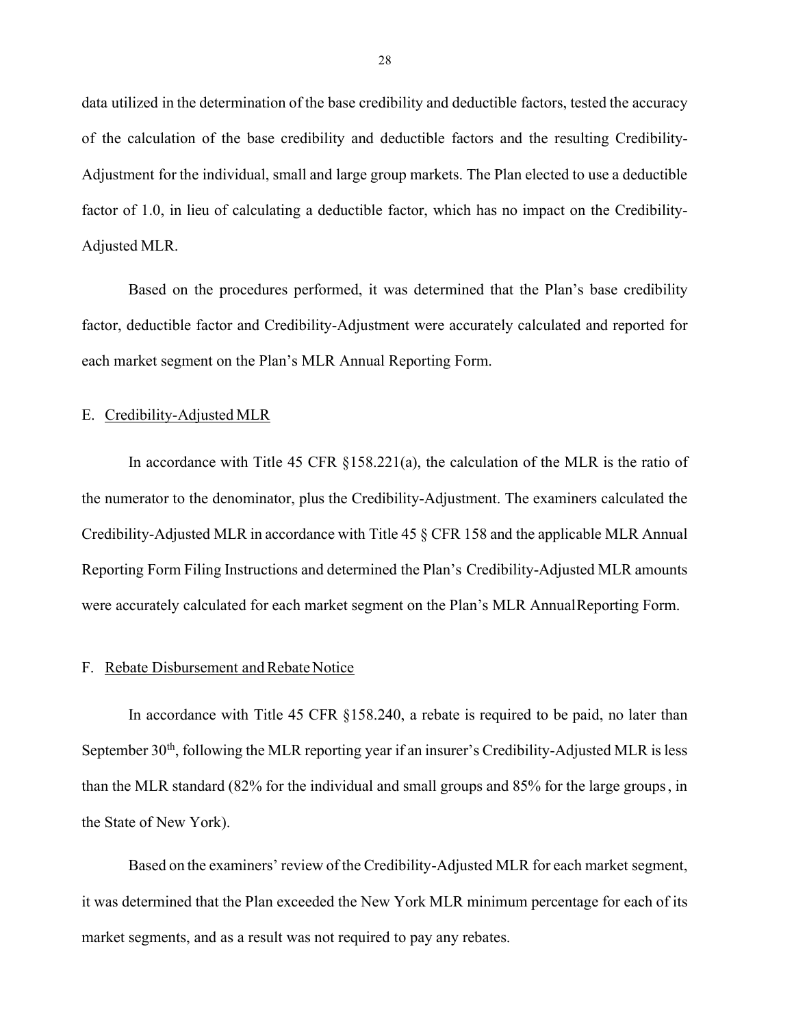data utilized in the determination of the base credibility and deductible factors, tested the accuracy of the calculation of the base credibility and deductible factors and the resulting Credibility-Adjustment for the individual, small and large group markets. The Plan elected to use a deductible factor of 1.0, in lieu of calculating a deductible factor, which has no impact on the Credibility-Adjusted MLR.

Based on the procedures performed, it was determined that the Plan's base credibility factor, deductible factor and Credibility-Adjustment were accurately calculated and reported for each market segment on the Plan's MLR Annual Reporting Form.

### E. Credibility-Adjusted MLR

In accordance with Title 45 CFR §158.221(a), the calculation of the MLR is the ratio of the numerator to the denominator, plus the Credibility-Adjustment. The examiners calculated the Credibility-Adjusted MLR in accordance with Title 45 § CFR 158 and the applicable MLR Annual Reporting Form Filing Instructions and determined the Plan's Credibility-Adjusted MLR amounts were accurately calculated for each market segment on the Plan's MLR Annual Reporting Form.

### F. Rebate Disbursement and Rebate Notice

In accordance with Title 45 CFR §158.240, a rebate is required to be paid, no later than September 30th, following the MLR reporting year if an insurer's Credibility-Adjusted MLR is less than the MLR standard (82% for the individual and small groups and 85% for the large groups, in the State of New York).

Based on the examiners' review of the Credibility-Adjusted MLR for each market segment, it was determined that the Plan exceeded the New York MLR minimum percentage for each of its market segments, and as a result was not required to pay any rebates.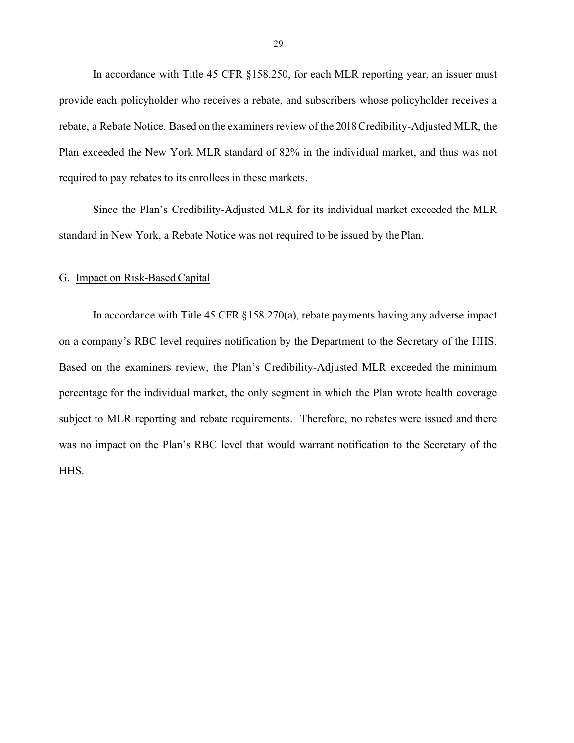In accordance with Title 45 CFR §158.250, for each MLR reporting year, an issuer must provide each policyholder who receives a rebate, and subscribers whose policyholder receives a rebate, a Rebate Notice. Based on the examiners review of the 2018 Credibility-Adjusted MLR, the Plan exceeded the New York MLR standard of 82% in the individual market, and thus was not required to pay rebates to its enrollees in these markets.

Since the Plan's Credibility-Adjusted MLR for its individual market exceeded the MLR standard in New York, a Rebate Notice was not required to be issued by the Plan.

## G. Impact on Risk-Based Capital

In accordance with Title 45 CFR §158.270(a), rebate payments having any adverse impact on a company's RBC level requires notification by the Department to the Secretary of the HHS. Based on the examiners review, the Plan's Credibility-Adjusted MLR exceeded the minimum percentage for the individual market, the only segment in which the Plan wrote health coverage subject to MLR reporting and rebate requirements. Therefore, no rebates were issued and there was no impact on the Plan's RBC level that would warrant notification to the Secretary of the HHS.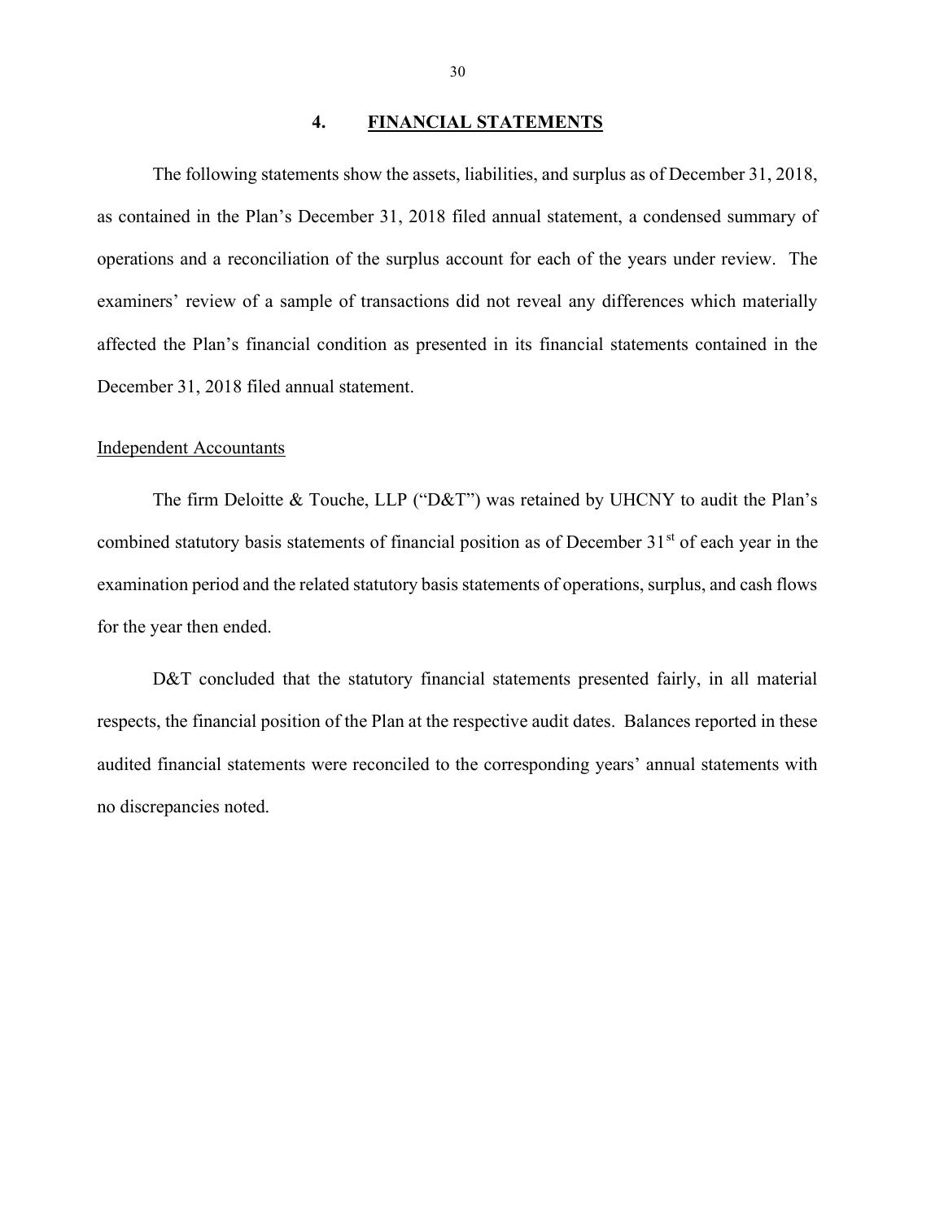## 4. FINANCIAL STATEMENTS

The following statements show the assets, liabilities, and surplus as of December 31, 2018, as contained in the Plan's December 31, 2018 filed annual statement, a condensed summary of operations and a reconciliation of the surplus account for each of the years under review. The examiners' review of a sample of transactions did not reveal any differences which materially affected the Plan's financial condition as presented in its financial statements contained in the December 31, 2018 filed annual statement.

Independent Accountants

The firm Deloitte & Touche, LLP ("D&T") was retained by UHCNY to audit the Plan's combined statutory basis statements of financial position as of December 31st of each year in the examination period and the related statutory basis statements of operations, surplus, and cash flows for the year then ended.

D&T concluded that the statutory financial statements presented fairly, in all material respects, the financial position of the Plan at the respective audit dates. Balances reported in these audited financial statements were reconciled to the corresponding years' annual statements with no discrepancies noted.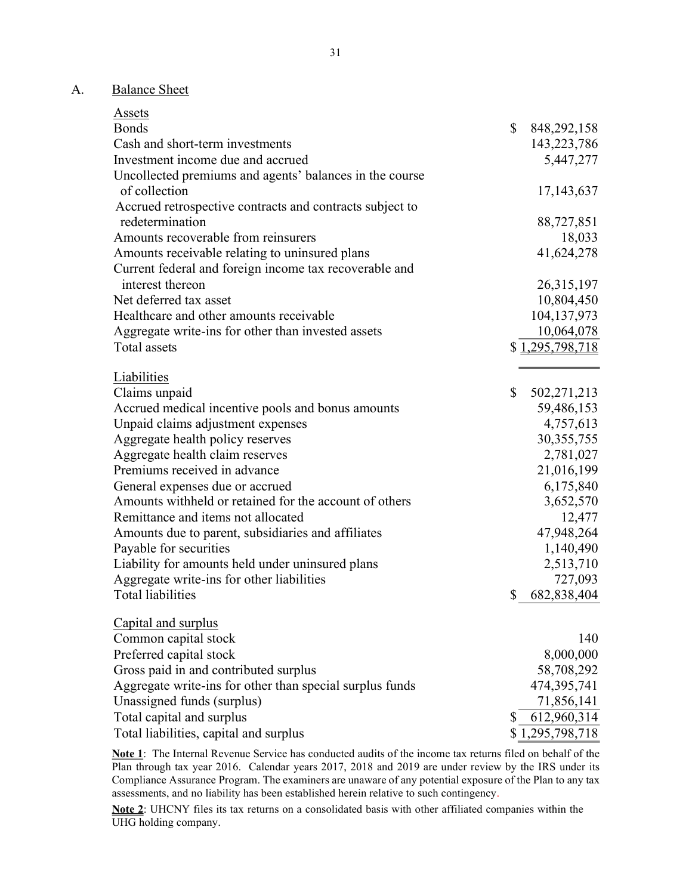## A. Balance Sheet

| Assets | |
|---|---|
| Bonds | $ 848,292,158 |
| Cash and short-term investments | 143,223,786 |
| Investment income due and accrued | 5,447,277 |
| Uncollected premiums and agents' balances in the course of collection | 17,143,637 |
| Accrued retrospective contracts and contracts subject to redetermination | 88,727,851 |
| Amounts recoverable from reinsurers | 18,033 |
| Amounts receivable relating to uninsured plans | 41,624,278 |
| Current federal and foreign income tax recoverable and interest thereon | 26,315,197 |
| Net deferred tax asset | 10,804,450 |
| Healthcare and other amounts receivable | 104,137,973 |
| Aggregate write-ins for other than invested assets | 10,064,078 |
| Total assets | $ 1,295,798,718 |

| Liabilities | |
|---|---|
| Claims unpaid | $ 502,271,213 |
| Accrued medical incentive pools and bonus amounts | 59,486,153 |
| Unpaid claims adjustment expenses | 4,757,613 |
| Aggregate health policy reserves | 30,355,755 |
| Aggregate health claim reserves | 2,781,027 |
| Premiums received in advance | 21,016,199 |
| General expenses due or accrued | 6,175,840 |
| Amounts withheld or retained for the account of others | 3,652,570 |
| Remittance and items not allocated | 12,477 |
| Amounts due to parent, subsidiaries and affiliates | 47,948,264 |
| Payable for securities | 1,140,490 |
| Liability for amounts held under uninsured plans | 2,513,710 |
| Aggregate write-ins for other liabilities | 727,093 |
| Total liabilities | $ 682,838,404 |

| Capital and surplus | |
|---|---|
| Common capital stock | 140 |
| Preferred capital stock | 8,000,000 |
| Gross paid in and contributed surplus | 58,708,292 |
| Aggregate write-ins for other than special surplus funds | 474,395,741 |
| Unassigned funds (surplus) | 71,856,141 |
| Total capital and surplus | $ 612,960,314 |
| Total liabilities, capital and surplus | $ 1,295,798,718 |

**Note 1**: The Internal Revenue Service has conducted audits of the income tax returns filed on behalf of the Plan through tax year 2016. Calendar years 2017, 2018 and 2019 are under review by the IRS under its Compliance Assurance Program. The examiners are unaware of any potential exposure of the Plan to any tax assessments, and no liability has been established herein relative to such contingency.

**Note 2**: UHCNY files its tax returns on a consolidated basis with other affiliated companies within the UHG holding company.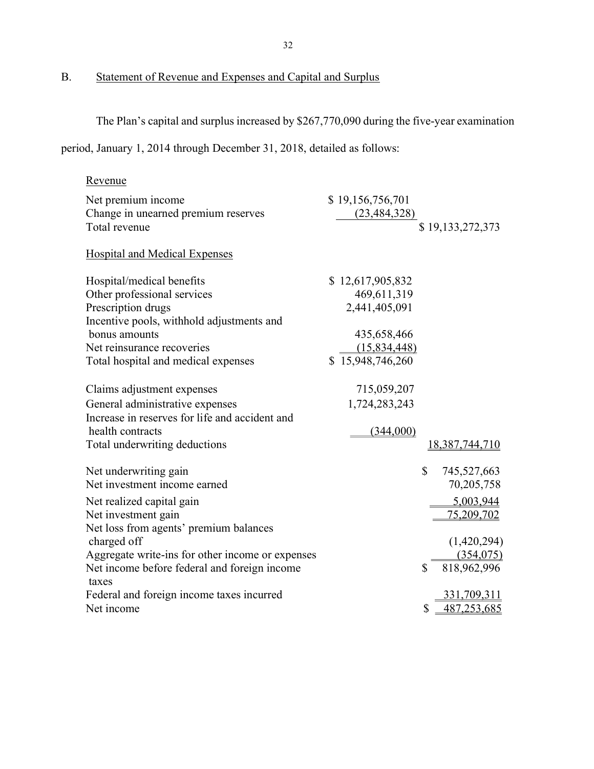## B. Statement of Revenue and Expenses and Capital and Surplus

The Plan's capital and surplus increased by $267,770,090 during the five-year examination period, January 1, 2014 through December 31, 2018, detailed as follows:

| | | |
|---|---|---|
| Revenue | | |
| Net premium income | $ 19,156,756,701 | |
| Change in unearned premium reserves | (23,484,328) | |
| Total revenue | | $ 19,133,272,373 |
| | | |
| Hospital and Medical Expenses | | |
| | | |
| Hospital/medical benefits | $ 12,617,905,832 | |
| Other professional services | 469,611,319 | |
| Prescription drugs | 2,441,405,091 | |
| Incentive pools, withhold adjustments and bonus amounts | 435,658,466 | |
| Net reinsurance recoveries | (15,834,448) | |
| Total hospital and medical expenses | $ 15,948,746,260 | |
| | | |
| Claims adjustment expenses | 715,059,207 | |
| General administrative expenses | 1,724,283,243 | |
| Increase in reserves for life and accident and health contracts | (344,000) | |
| Total underwriting deductions | | 18,387,744,710 |
| | | |
| Net underwriting gain | | $ 745,527,663 |
| Net investment income earned | | 70,205,758 |
| Net realized capital gain | | 5,003,944 |
| Net investment gain | | 75,209,702 |
| Net loss from agents' premium balances charged off | | (1,420,294) |
| Aggregate write-ins for other income or expenses | | (354,075) |
| Net income before federal and foreign income taxes | | $ 818,962,996 |
| Federal and foreign income taxes incurred | | 331,709,311 |
| Net income | | $ 487,253,685 |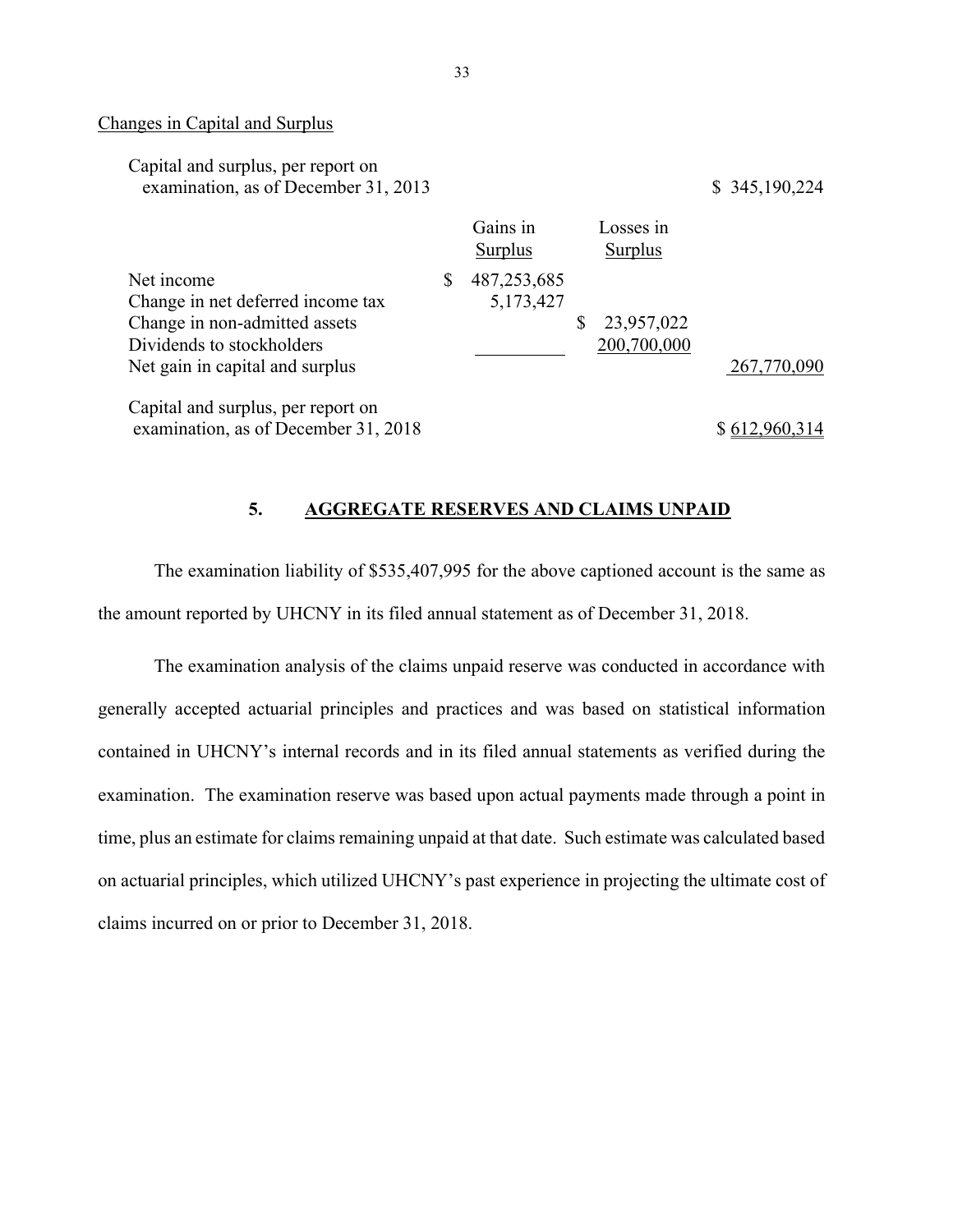Changes in Capital and Surplus

| | Gains in Surplus | Losses in Surplus | |
|---|---|---|---|
| Capital and surplus, per report on examination, as of December 31, 2013 | | | $ 345,190,224 |
| Net income | $ 487,253,685 | | |
| Change in net deferred income tax | 5,173,427 | | |
| Change in non-admitted assets | | $ 23,957,022 | |
| Dividends to stockholders | | 200,700,000 | |
| Net gain in capital and surplus | | | 267,770,090 |
| Capital and surplus, per report on examination, as of December 31, 2018 | | | $ 612,960,314 |

## 5. AGGREGATE RESERVES AND CLAIMS UNPAID

The examination liability of $535,407,995 for the above captioned account is the same as the amount reported by UHCNY in its filed annual statement as of December 31, 2018.

The examination analysis of the claims unpaid reserve was conducted in accordance with generally accepted actuarial principles and practices and was based on statistical information contained in UHCNY's internal records and in its filed annual statements as verified during the examination. The examination reserve was based upon actual payments made through a point in time, plus an estimate for claims remaining unpaid at that date. Such estimate was calculated based on actuarial principles, which utilized UHCNY's past experience in projecting the ultimate cost of claims incurred on or prior to December 31, 2018.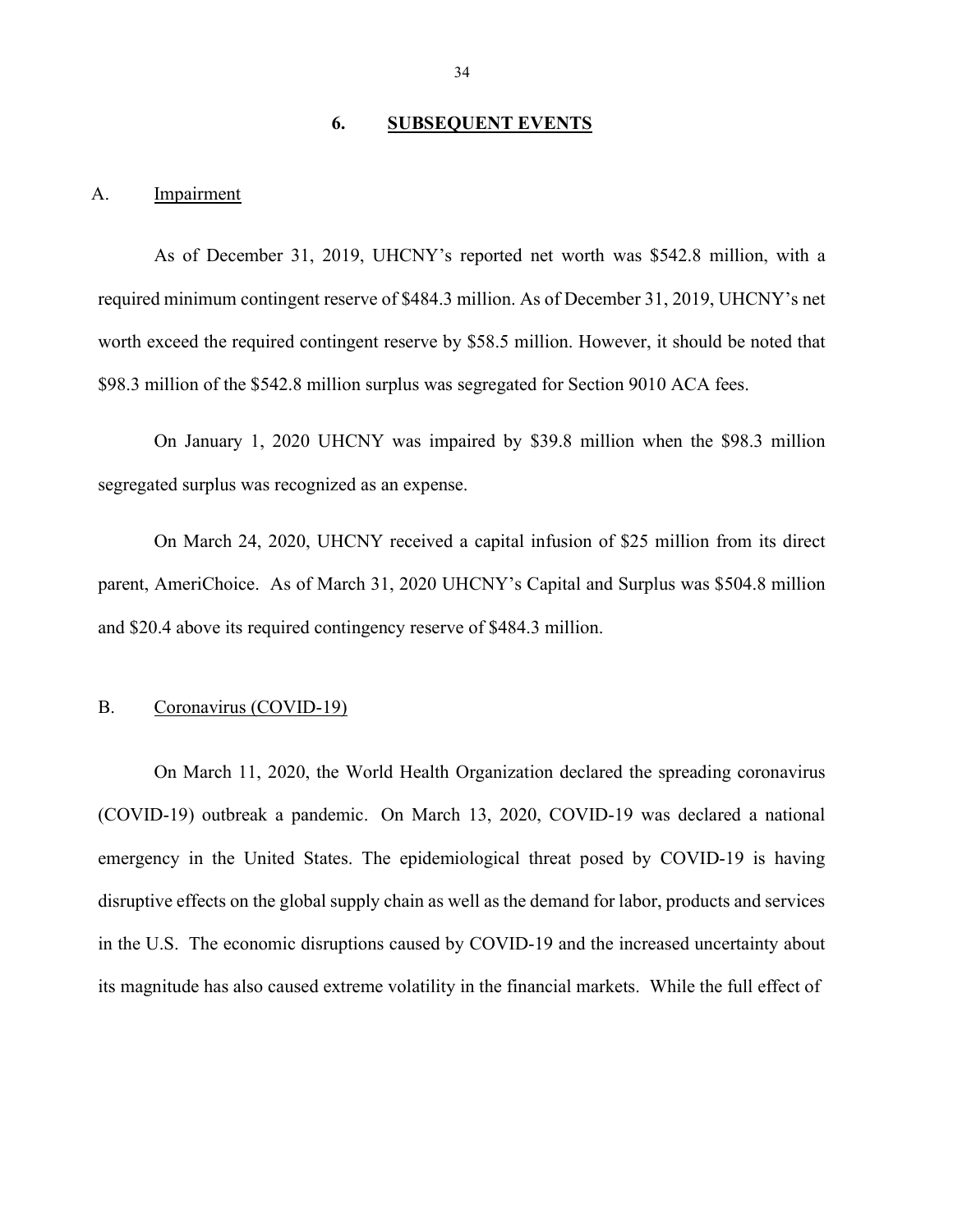## 6. SUBSEQUENT EVENTS

### A. Impairment

As of December 31, 2019, UHCNY's reported net worth was $542.8 million, with a required minimum contingent reserve of $484.3 million. As of December 31, 2019, UHCNY's net worth exceed the required contingent reserve by $58.5 million. However, it should be noted that $98.3 million of the $542.8 million surplus was segregated for Section 9010 ACA fees.

On January 1, 2020 UHCNY was impaired by $39.8 million when the $98.3 million segregated surplus was recognized as an expense.

On March 24, 2020, UHCNY received a capital infusion of $25 million from its direct parent, AmeriChoice. As of March 31, 2020 UHCNY's Capital and Surplus was $504.8 million and $20.4 above its required contingency reserve of $484.3 million.

### B. Coronavirus (COVID-19)

On March 11, 2020, the World Health Organization declared the spreading coronavirus (COVID-19) outbreak a pandemic. On March 13, 2020, COVID-19 was declared a national emergency in the United States. The epidemiological threat posed by COVID-19 is having disruptive effects on the global supply chain as well as the demand for labor, products and services in the U.S. The economic disruptions caused by COVID-19 and the increased uncertainty about its magnitude has also caused extreme volatility in the financial markets. While the full effect of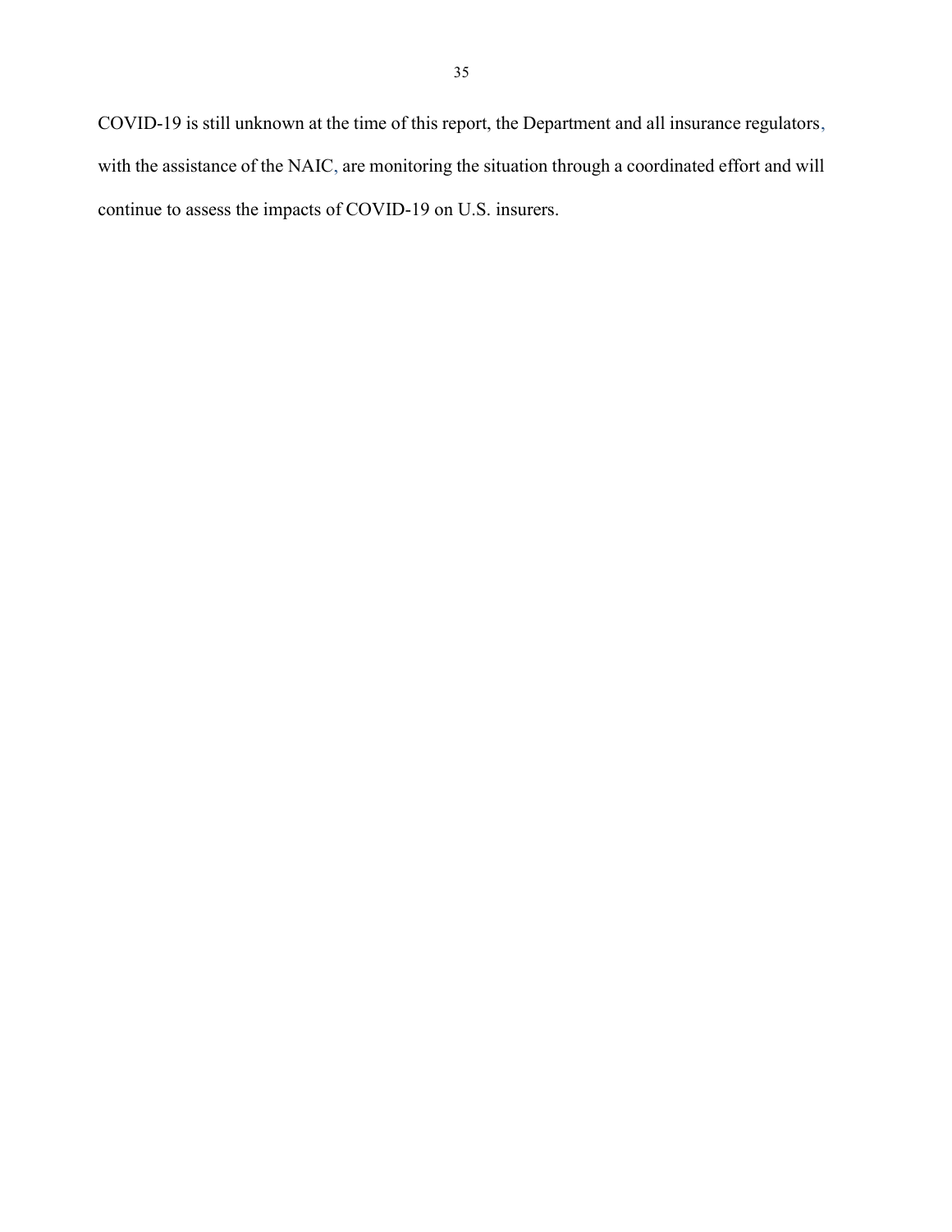COVID-19 is still unknown at the time of this report, the Department and all insurance regulators, with the assistance of the NAIC, are monitoring the situation through a coordinated effort and will continue to assess the impacts of COVID-19 on U.S. insurers.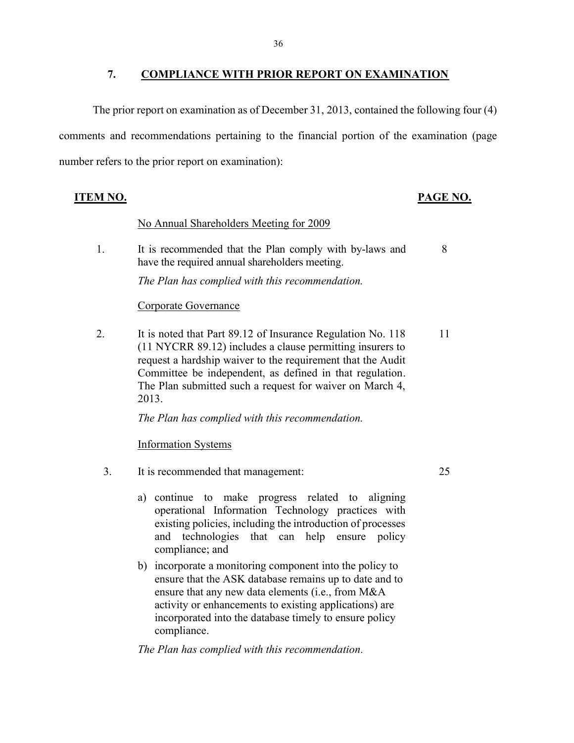## 7. COMPLIANCE WITH PRIOR REPORT ON EXAMINATION

The prior report on examination as of December 31, 2013, contained the following four (4) comments and recommendations pertaining to the financial portion of the examination (page number refers to the prior report on examination):

| ITEM NO. | | PAGE NO. |
|---|---|---|
| | No Annual Shareholders Meeting for 2009 | |
| 1. | It is recommended that the Plan comply with by-laws and have the required annual shareholders meeting.<br><br>*The Plan has complied with this recommendation.* | 8 |
| | Corporate Governance | |
| 2. | It is noted that Part 89.12 of Insurance Regulation No. 118 (11 NYCRR 89.12) includes a clause permitting insurers to request a hardship waiver to the requirement that the Audit Committee be independent, as defined in that regulation. The Plan submitted such a request for waiver on March 4, 2013.<br><br>*The Plan has complied with this recommendation.* | 11 |
| | Information Systems | |
| 3. | It is recommended that management:<br><br>a) continue to make progress related to aligning operational Information Technology practices with existing policies, including the introduction of processes and technologies that can help ensure policy compliance; and<br><br>b) incorporate a monitoring component into the policy to ensure that the ASK database remains up to date and to ensure that any new data elements (i.e., from M&A activity or enhancements to existing applications) are incorporated into the database timely to ensure policy compliance.<br><br>*The Plan has complied with this recommendation.* | 25 |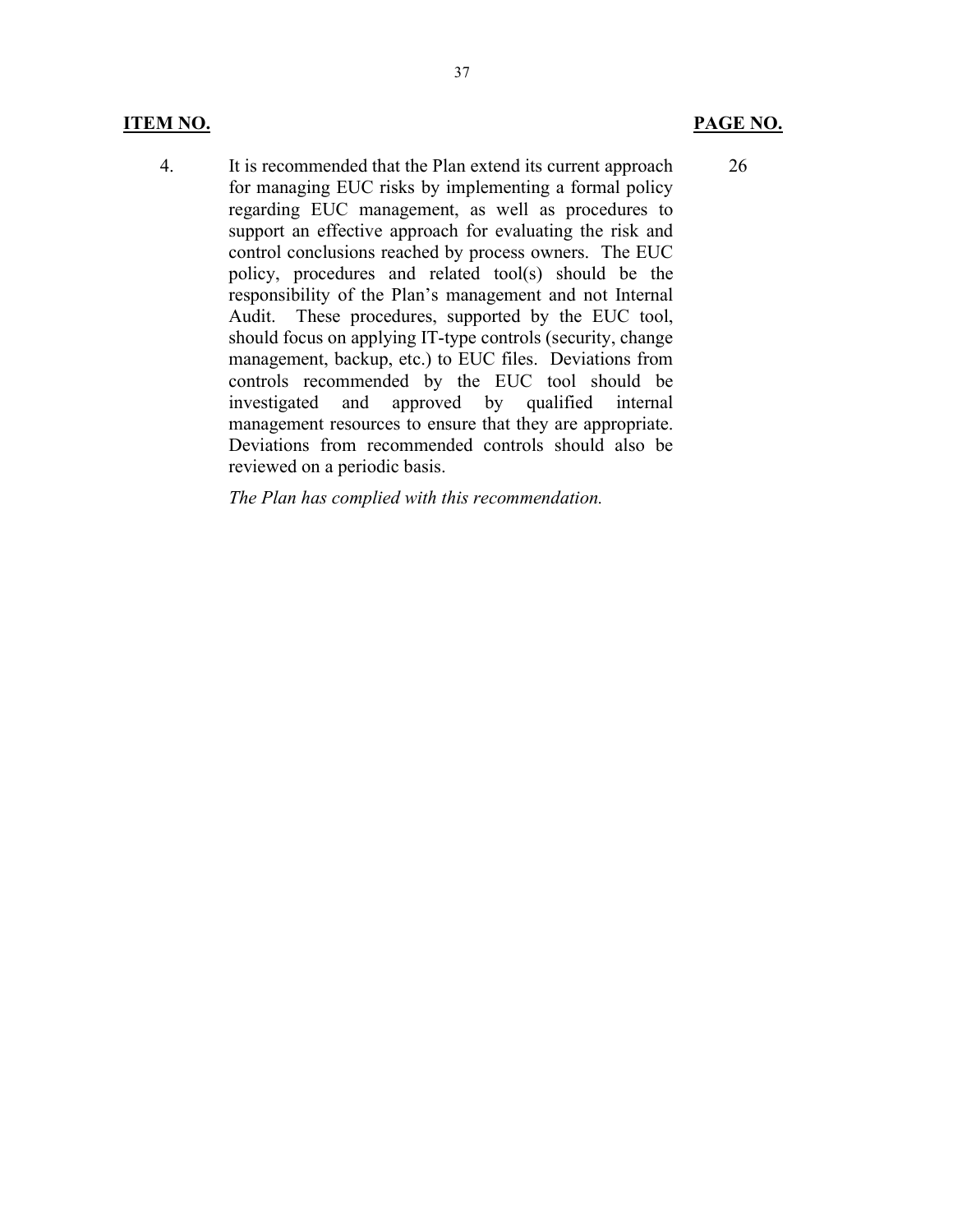| **ITEM NO.** | | **PAGE NO.** |
|---|---|---|
| 4. | It is recommended that the Plan extend its current approach for managing EUC risks by implementing a formal policy regarding EUC management, as well as procedures to support an effective approach for evaluating the risk and control conclusions reached by process owners. The EUC policy, procedures and related tool(s) should be the responsibility of the Plan's management and not Internal Audit. These procedures, supported by the EUC tool, should focus on applying IT-type controls (security, change management, backup, etc.) to EUC files. Deviations from controls recommended by the EUC tool should be investigated and approved by qualified internal management resources to ensure that they are appropriate. Deviations from recommended controls should also be reviewed on a periodic basis.<br><br>*The Plan has complied with this recommendation.* | 26 |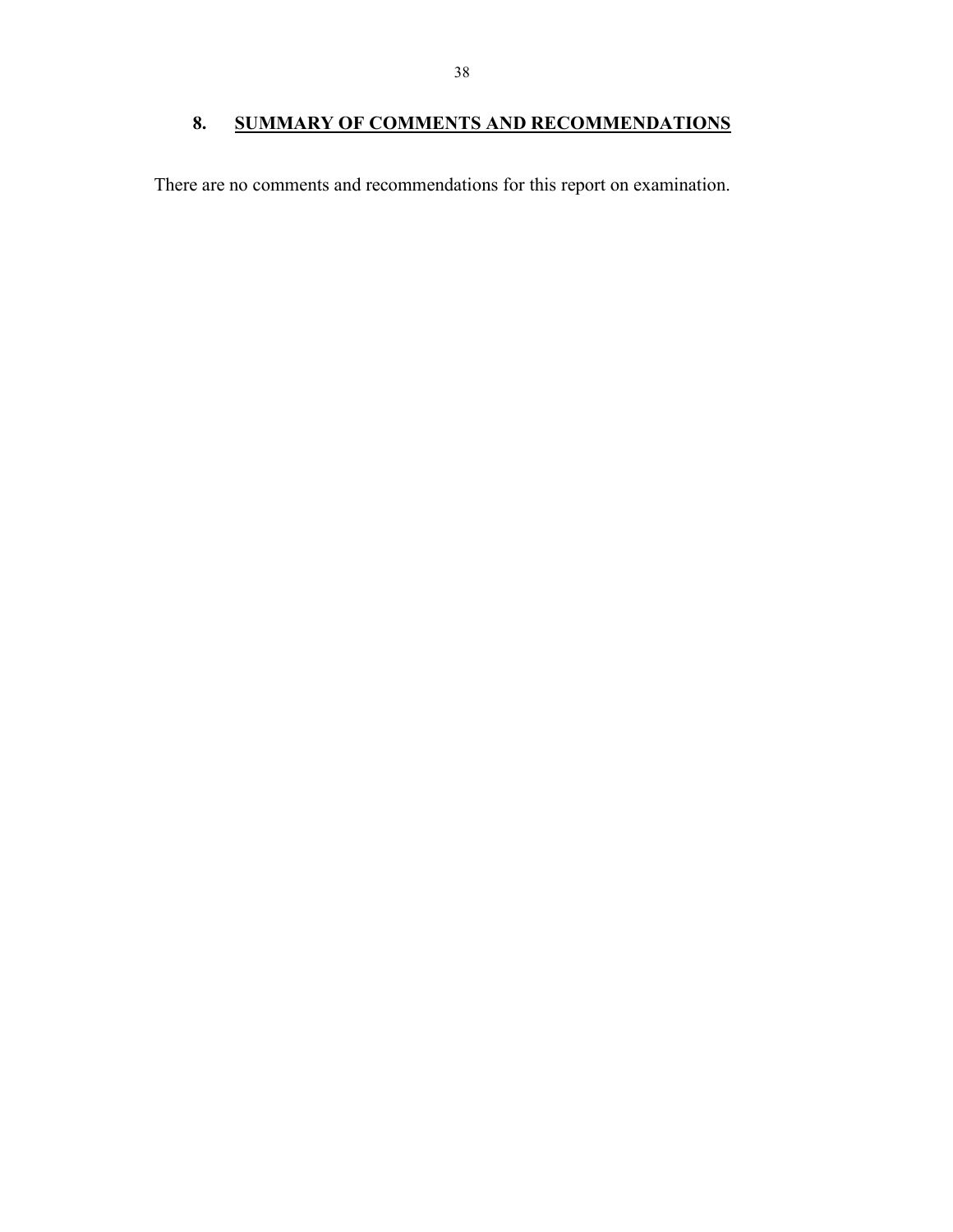## 8. SUMMARY OF COMMENTS AND RECOMMENDATIONS

There are no comments and recommendations for this report on examination.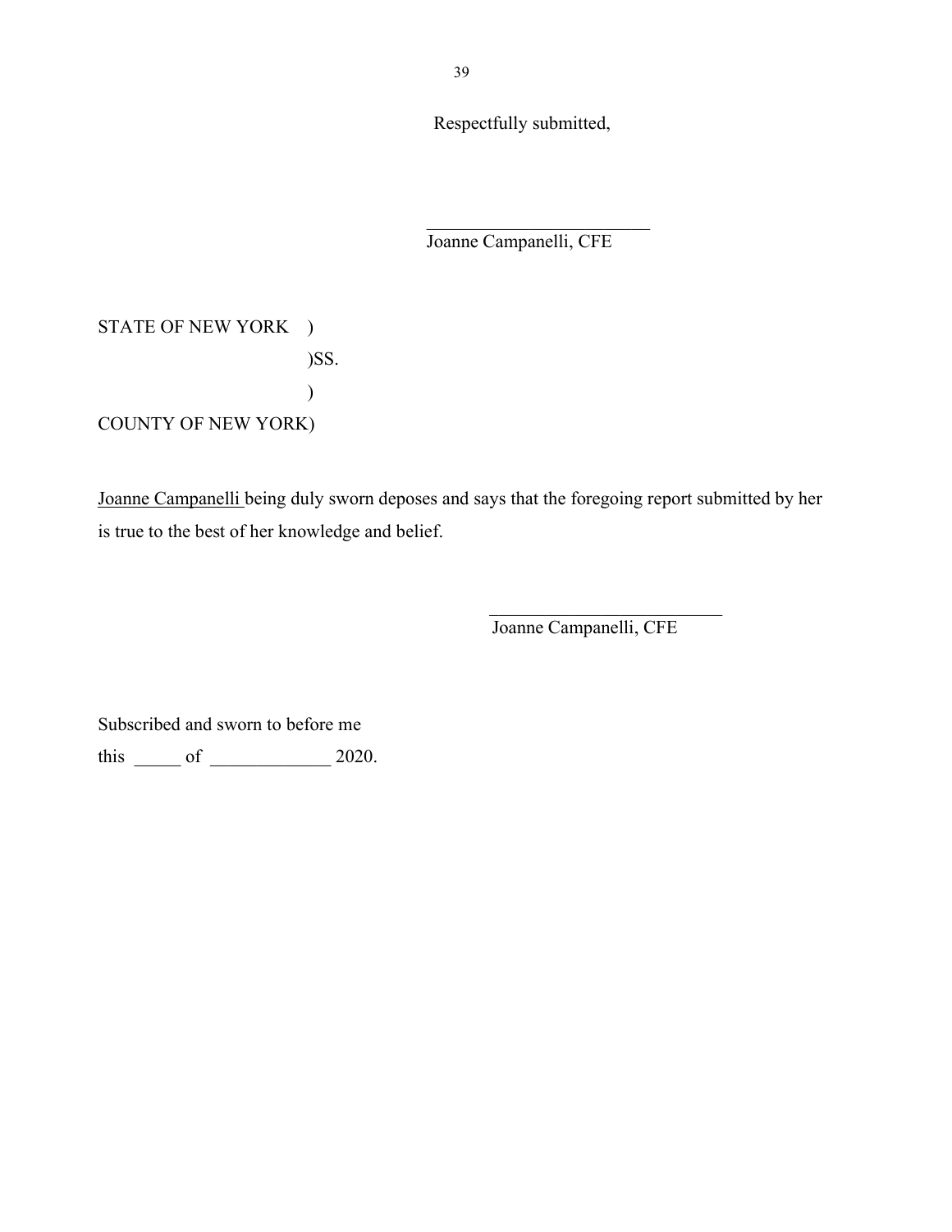Respectfully submitted,

\_\_\_\_\_\_\_\_\_\_\_\_\_\_\_\_\_\_\_\_\_\_\_\_\_

Joanne Campanelli, CFE

STATE OF NEW YORK )

)SS.

)

COUNTY OF NEW YORK)

Joanne Campanelli being duly sworn deposes and says that the foregoing report submitted by her is true to the best of her knowledge and belief.

\_\_\_\_\_\_\_\_\_\_\_\_\_\_\_\_\_\_\_\_\_\_\_\_\_\_

Joanne Campanelli, CFE

Subscribed and sworn to before me

this \_\_\_\_\_ of \_\_\_\_\_\_\_\_\_\_\_\_\_ 2020.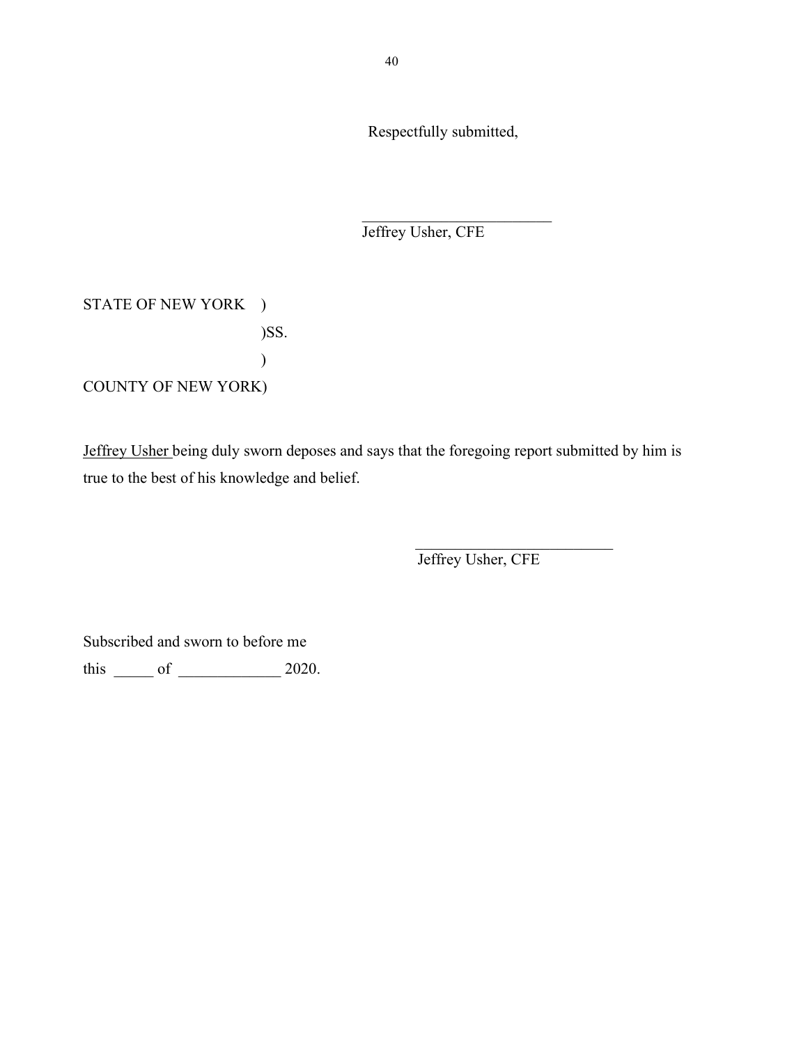Respectfully submitted,

\_\_\_\_\_\_\_\_\_\_\_\_\_\_\_\_\_\_\_\_\_\_\_\_\_
Jeffrey Usher, CFE

STATE OF NEW YORK )
)SS.
)
COUNTY OF NEW YORK)

Jeffrey Usher being duly sworn deposes and says that the foregoing report submitted by him is true to the best of his knowledge and belief.

\_\_\_\_\_\_\_\_\_\_\_\_\_\_\_\_\_\_\_\_\_\_\_\_\_\_
Jeffrey Usher, CFE

Subscribed and sworn to before me
this \_\_\_\_\_ of \_\_\_\_\_\_\_\_\_\_\_\_\_ 2020.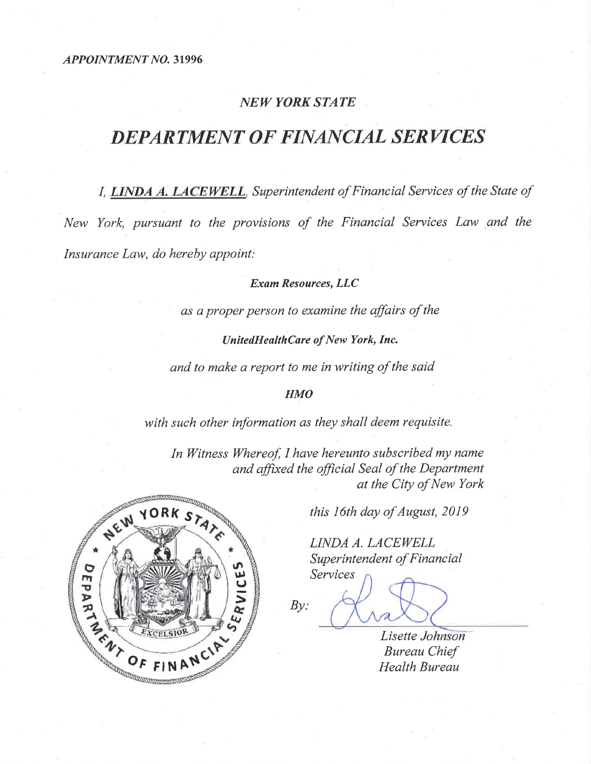*APPOINTMENT NO.* **31996**

*NEW YORK STATE*

# *DEPARTMENT OF FINANCIAL SERVICES*

*I,* ***LINDA A. LACEWELL****, Superintendent of Financial Services of the State of New York, pursuant to the provisions of the Financial Services Law and the Insurance Law, do hereby appoint:*

***Exam Resources, LLC***

*as a proper person to examine the affairs of the*

***UnitedHealthCare of New York, Inc.***

*and to make a report to me in writing of the said*

***HMO***

*with such other information as they shall deem requisite.*

*In Witness Whereof, I have hereunto subscribed my name and affixed the official Seal of the Department at the City of New York*

*this 16th day of August, 2019*

*LINDA A. LACEWELL*
*Superintendent of Financial Services*

*By:*

*Lisette Johnson*
*Bureau Chief*
*Health Bureau*